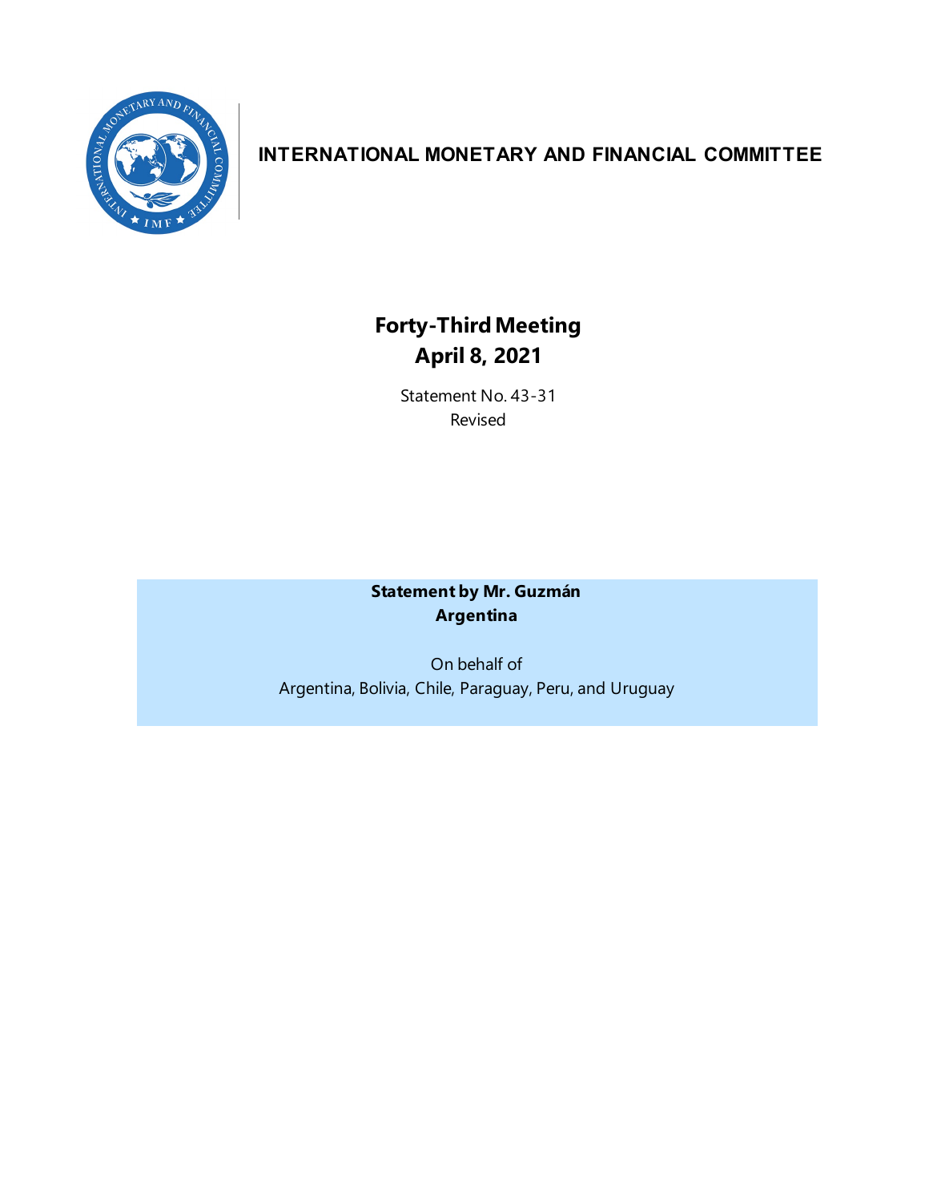**INTERNATIONAL MONETARY AND FINANCIAL COMMITTEE**

# Forty-Third Meeting
# April 8, 2021

Statement No. 43-31
Revised

**Statement by Mr. Guzmán**
**Argentina**

On behalf of
Argentina, Bolivia, Chile, Paraguay, Peru, and Uruguay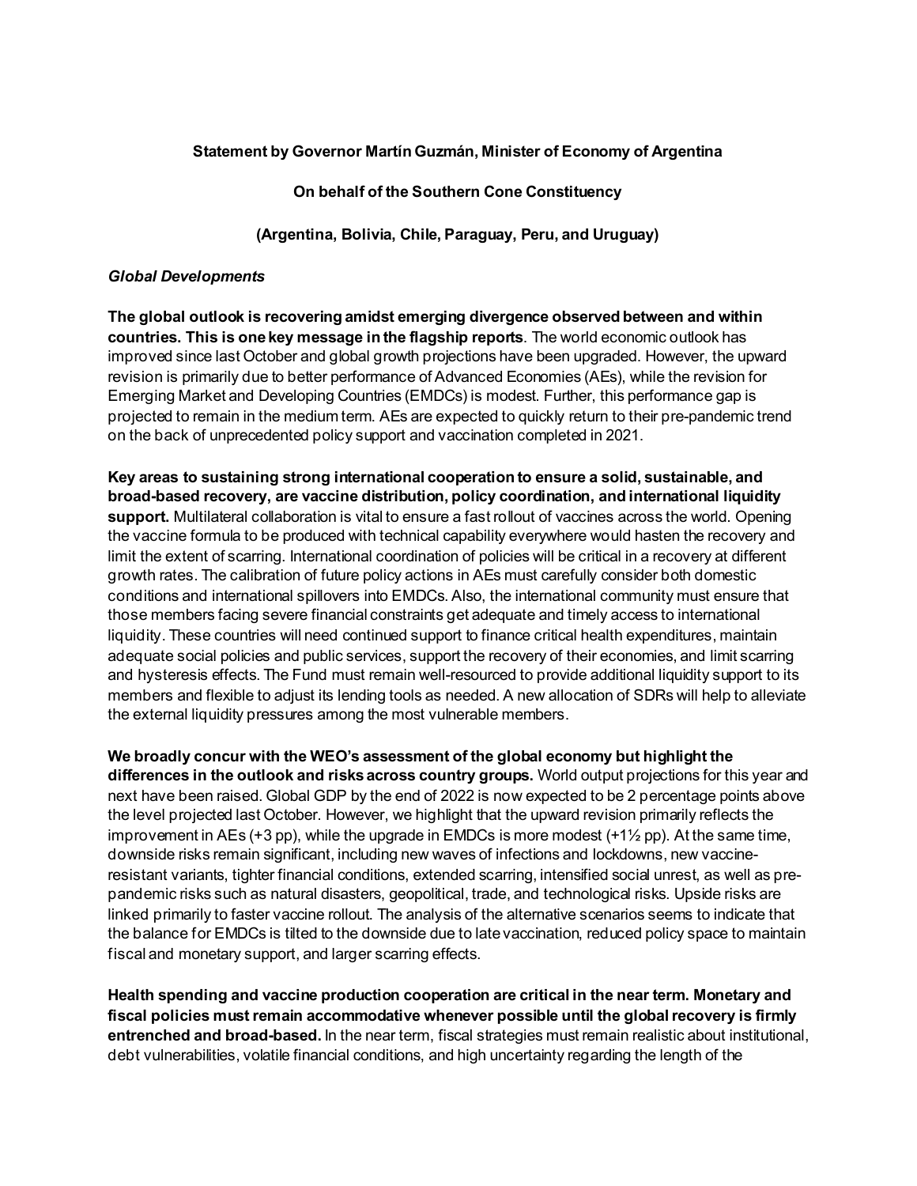**Statement by Governor Martín Guzmán, Minister of Economy of Argentina**

**On behalf of the Southern Cone Constituency**

**(Argentina, Bolivia, Chile, Paraguay, Peru, and Uruguay)**

***Global Developments***

**The global outlook is recovering amidst emerging divergence observed between and within countries. This is one key message in the flagship reports**. The world economic outlook has improved since last October and global growth projections have been upgraded. However, the upward revision is primarily due to better performance of Advanced Economies (AEs), while the revision for Emerging Market and Developing Countries (EMDCs) is modest. Further, this performance gap is projected to remain in the medium term. AEs are expected to quickly return to their pre-pandemic trend on the back of unprecedented policy support and vaccination completed in 2021.

**Key areas to sustaining strong international cooperation to ensure a solid, sustainable, and broad-based recovery, are vaccine distribution, policy coordination, and international liquidity support.** Multilateral collaboration is vital to ensure a fast rollout of vaccines across the world. Opening the vaccine formula to be produced with technical capability everywhere would hasten the recovery and limit the extent of scarring. International coordination of policies will be critical in a recovery at different growth rates. The calibration of future policy actions in AEs must carefully consider both domestic conditions and international spillovers into EMDCs. Also, the international community must ensure that those members facing severe financial constraints get adequate and timely access to international liquidity. These countries will need continued support to finance critical health expenditures, maintain adequate social policies and public services, support the recovery of their economies, and limit scarring and hysteresis effects. The Fund must remain well-resourced to provide additional liquidity support to its members and flexible to adjust its lending tools as needed. A new allocation of SDRs will help to alleviate the external liquidity pressures among the most vulnerable members.

**We broadly concur with the WEO's assessment of the global economy but highlight the differences in the outlook and risks across country groups.** World output projections for this year and next have been raised. Global GDP by the end of 2022 is now expected to be 2 percentage points above the level projected last October. However, we highlight that the upward revision primarily reflects the improvement in AEs (+3 pp), while the upgrade in EMDCs is more modest (+1½ pp). At the same time, downside risks remain significant, including new waves of infections and lockdowns, new vaccine-resistant variants, tighter financial conditions, extended scarring, intensified social unrest, as well as pre-pandemic risks such as natural disasters, geopolitical, trade, and technological risks. Upside risks are linked primarily to faster vaccine rollout. The analysis of the alternative scenarios seems to indicate that the balance for EMDCs is tilted to the downside due to late vaccination, reduced policy space to maintain fiscal and monetary support, and larger scarring effects.

**Health spending and vaccine production cooperation are critical in the near term. Monetary and fiscal policies must remain accommodative whenever possible until the global recovery is firmly entrenched and broad-based.** In the near term, fiscal strategies must remain realistic about institutional, debt vulnerabilities, volatile financial conditions, and high uncertainty regarding the length of the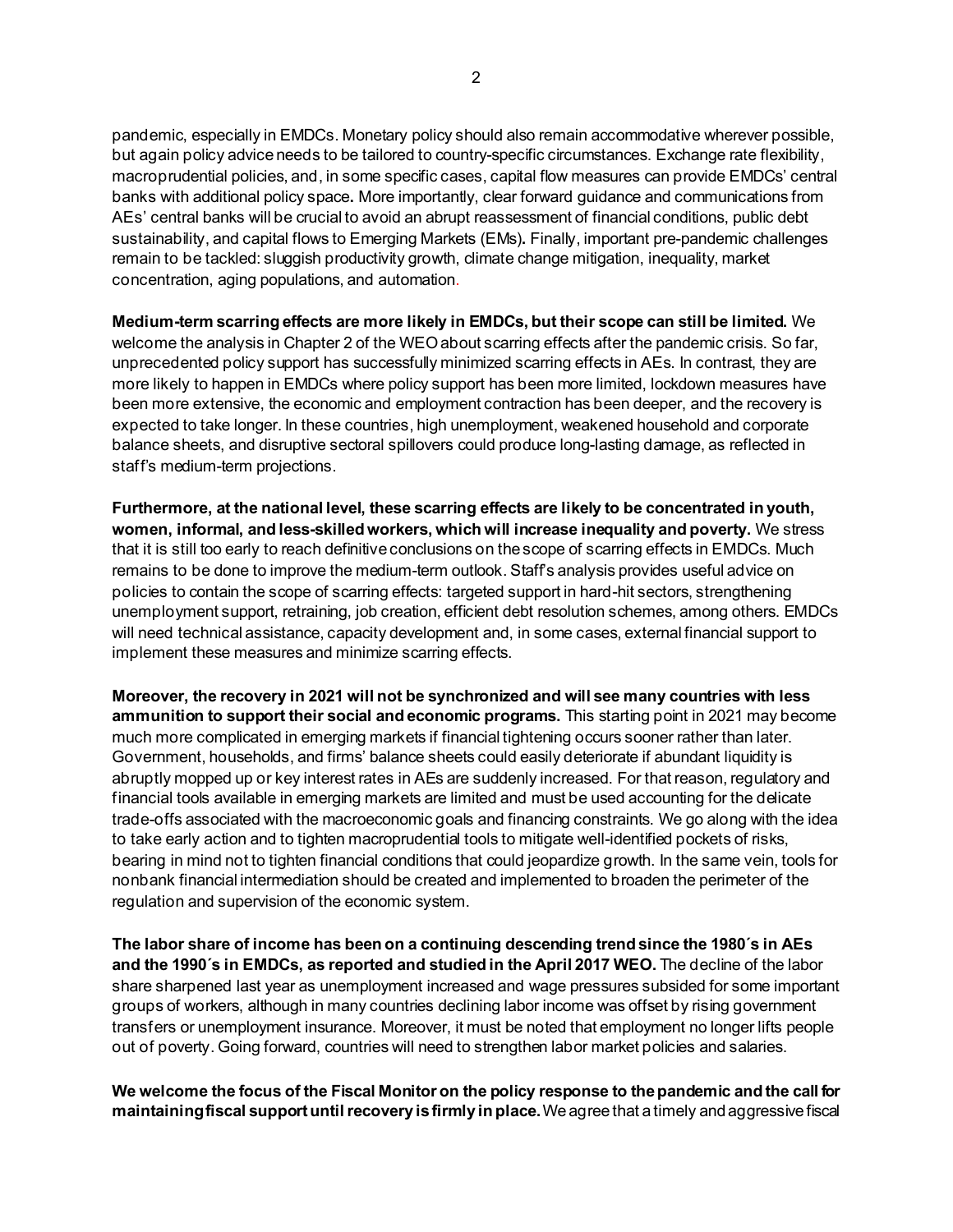pandemic, especially in EMDCs. Monetary policy should also remain accommodative wherever possible, but again policy advice needs to be tailored to country-specific circumstances. Exchange rate flexibility, macroprudential policies, and, in some specific cases, capital flow measures can provide EMDCs' central banks with additional policy space**.** More importantly, clear forward guidance and communications from AEs' central banks will be crucial to avoid an abrupt reassessment of financial conditions, public debt sustainability, and capital flows to Emerging Markets (EMs)**.** Finally, important pre-pandemic challenges remain to be tackled: sluggish productivity growth, climate change mitigation, inequality, market concentration, aging populations, and automation.

**Medium-term scarring effects are more likely in EMDCs, but their scope can still be limited.** We welcome the analysis in Chapter 2 of the WEO about scarring effects after the pandemic crisis. So far, unprecedented policy support has successfully minimized scarring effects in AEs. In contrast, they are more likely to happen in EMDCs where policy support has been more limited, lockdown measures have been more extensive, the economic and employment contraction has been deeper, and the recovery is expected to take longer. In these countries, high unemployment, weakened household and corporate balance sheets, and disruptive sectoral spillovers could produce long-lasting damage, as reflected in staff's medium-term projections.

**Furthermore, at the national level, these scarring effects are likely to be concentrated in youth, women, informal, and less-skilled workers, which will increase inequality and poverty.** We stress that it is still too early to reach definitive conclusions on the scope of scarring effects in EMDCs. Much remains to be done to improve the medium-term outlook. Staff's analysis provides useful advice on policies to contain the scope of scarring effects: targeted support in hard-hit sectors, strengthening unemployment support, retraining, job creation, efficient debt resolution schemes, among others. EMDCs will need technical assistance, capacity development and, in some cases, external financial support to implement these measures and minimize scarring effects.

**Moreover, the recovery in 2021 will not be synchronized and will see many countries with less ammunition to support their social and economic programs.** This starting point in 2021 may become much more complicated in emerging markets if financial tightening occurs sooner rather than later. Government, households, and firms' balance sheets could easily deteriorate if abundant liquidity is abruptly mopped up or key interest rates in AEs are suddenly increased. For that reason, regulatory and financial tools available in emerging markets are limited and must be used accounting for the delicate trade-offs associated with the macroeconomic goals and financing constraints. We go along with the idea to take early action and to tighten macroprudential tools to mitigate well-identified pockets of risks, bearing in mind not to tighten financial conditions that could jeopardize growth. In the same vein, tools for nonbank financial intermediation should be created and implemented to broaden the perimeter of the regulation and supervision of the economic system.

**The labor share of income has been on a continuing descending trend since the 1980´s in AEs and the 1990´s in EMDCs, as reported and studied in the April 2017 WEO.** The decline of the labor share sharpened last year as unemployment increased and wage pressures subsided for some important groups of workers, although in many countries declining labor income was offset by rising government transfers or unemployment insurance. Moreover, it must be noted that employment no longer lifts people out of poverty. Going forward, countries will need to strengthen labor market policies and salaries.

**We welcome the focus of the Fiscal Monitor on the policy response to the pandemic and the call for maintaining fiscal support until recovery is firmly in place.** We agree that a timely and aggressive fiscal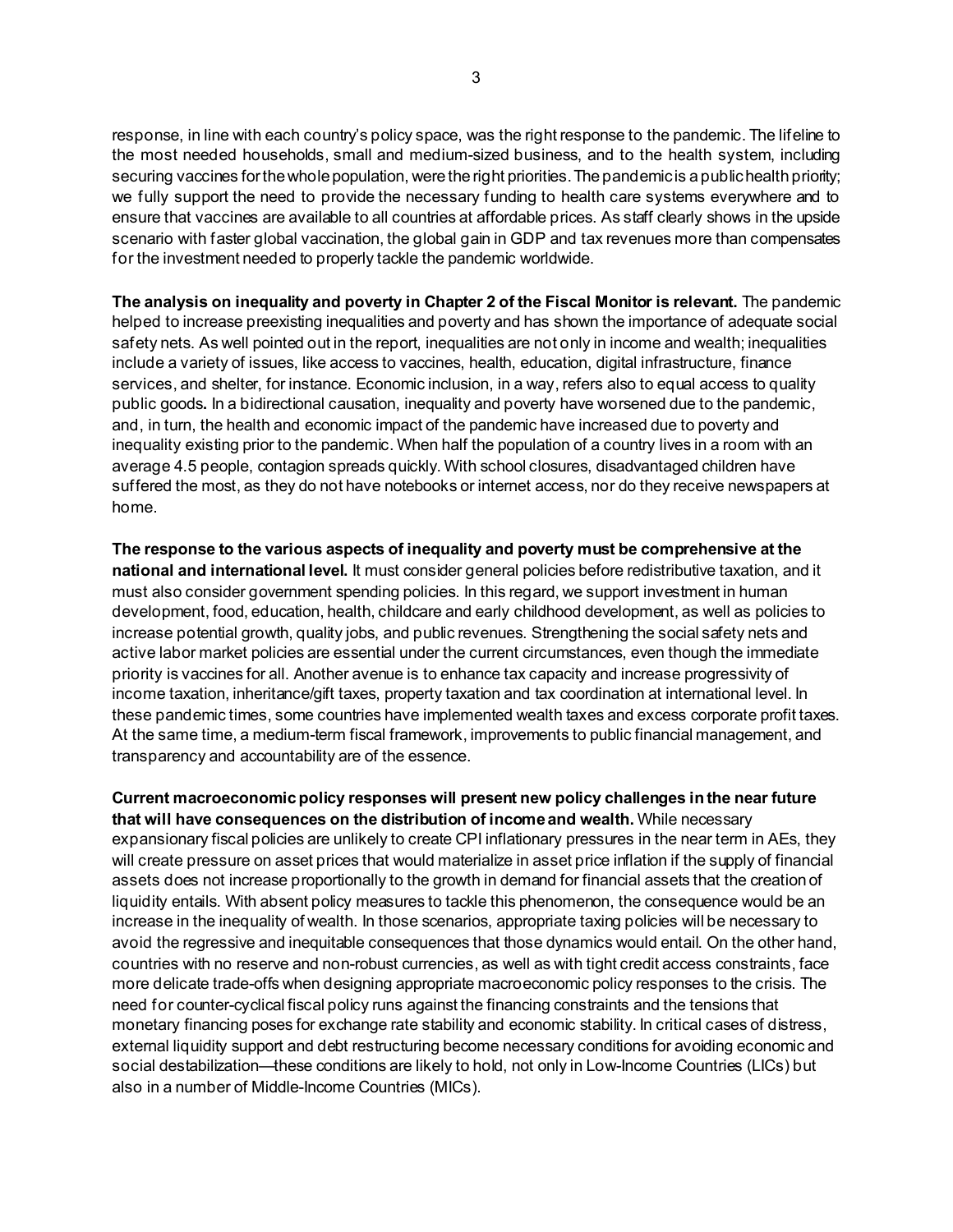response, in line with each country's policy space, was the right response to the pandemic. The lifeline to the most needed households, small and medium-sized business, and to the health system, including securing vaccines for the whole population, were the right priorities. The pandemic is a public health priority; we fully support the need to provide the necessary funding to health care systems everywhere and to ensure that vaccines are available to all countries at affordable prices. As staff clearly shows in the upside scenario with faster global vaccination, the global gain in GDP and tax revenues more than compensates for the investment needed to properly tackle the pandemic worldwide.

**The analysis on inequality and poverty in Chapter 2 of the Fiscal Monitor is relevant.** The pandemic helped to increase preexisting inequalities and poverty and has shown the importance of adequate social safety nets. As well pointed out in the report, inequalities are not only in income and wealth; inequalities include a variety of issues, like access to vaccines, health, education, digital infrastructure, finance services, and shelter, for instance. Economic inclusion, in a way, refers also to equal access to quality public goods**.** In a bidirectional causation, inequality and poverty have worsened due to the pandemic, and, in turn, the health and economic impact of the pandemic have increased due to poverty and inequality existing prior to the pandemic. When half the population of a country lives in a room with an average 4.5 people, contagion spreads quickly. With school closures, disadvantaged children have suffered the most, as they do not have notebooks or internet access, nor do they receive newspapers at home.

**The response to the various aspects of inequality and poverty must be comprehensive at the national and international level.** It must consider general policies before redistributive taxation, and it must also consider government spending policies. In this regard, we support investment in human development, food, education, health, childcare and early childhood development, as well as policies to increase potential growth, quality jobs, and public revenues. Strengthening the social safety nets and active labor market policies are essential under the current circumstances, even though the immediate priority is vaccines for all. Another avenue is to enhance tax capacity and increase progressivity of income taxation, inheritance/gift taxes, property taxation and tax coordination at international level. In these pandemic times, some countries have implemented wealth taxes and excess corporate profit taxes. At the same time, a medium-term fiscal framework, improvements to public financial management, and transparency and accountability are of the essence.

**Current macroeconomic policy responses will present new policy challenges in the near future that will have consequences on the distribution of income and wealth.** While necessary expansionary fiscal policies are unlikely to create CPI inflationary pressures in the near term in AEs, they will create pressure on asset prices that would materialize in asset price inflation if the supply of financial assets does not increase proportionally to the growth in demand for financial assets that the creation of liquidity entails. With absent policy measures to tackle this phenomenon, the consequence would be an increase in the inequality of wealth. In those scenarios, appropriate taxing policies will be necessary to avoid the regressive and inequitable consequences that those dynamics would entail. On the other hand, countries with no reserve and non-robust currencies, as well as with tight credit access constraints, face more delicate trade-offs when designing appropriate macroeconomic policy responses to the crisis. The need for counter-cyclical fiscal policy runs against the financing constraints and the tensions that monetary financing poses for exchange rate stability and economic stability. In critical cases of distress, external liquidity support and debt restructuring become necessary conditions for avoiding economic and social destabilization—these conditions are likely to hold, not only in Low-Income Countries (LICs) but also in a number of Middle-Income Countries (MICs).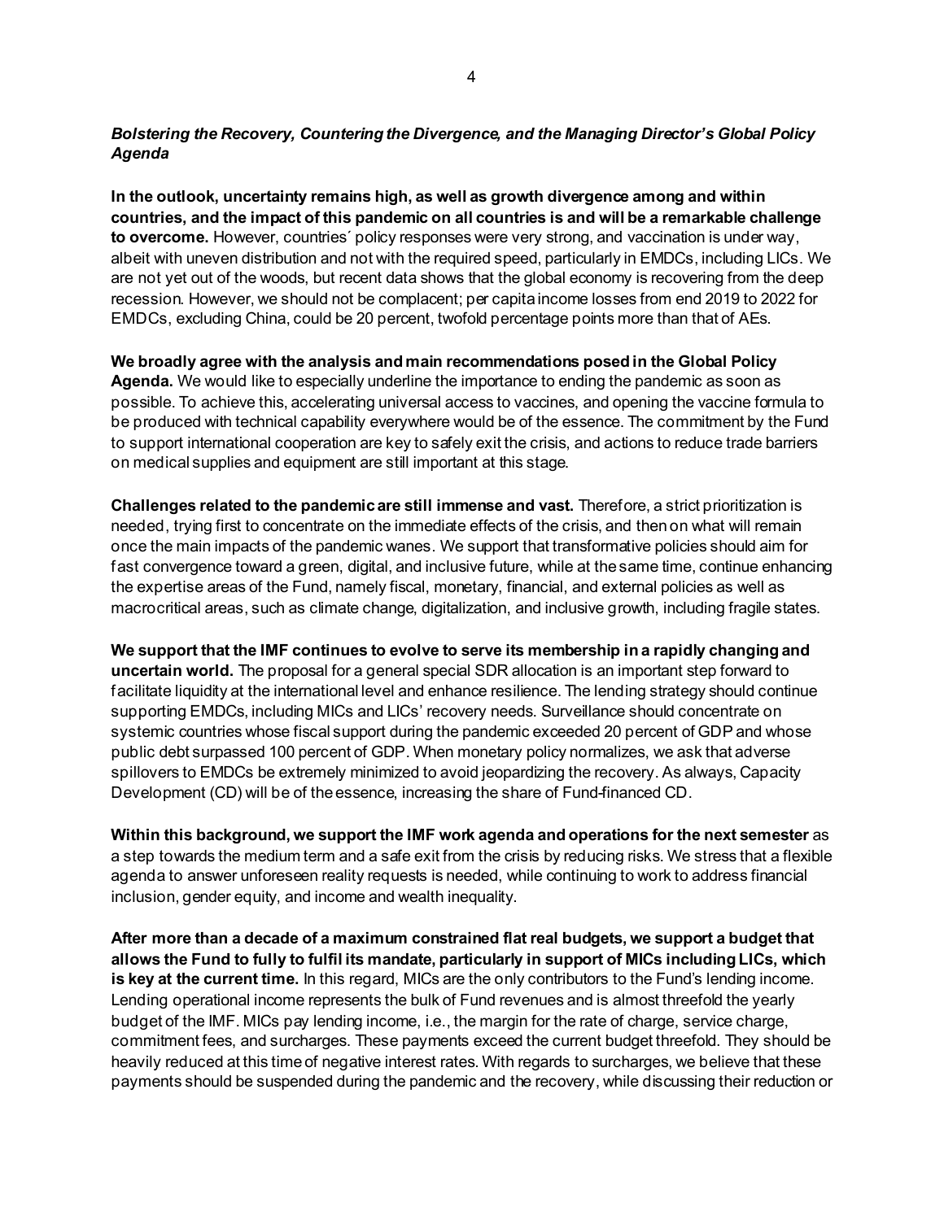***Bolstering the Recovery, Countering the Divergence, and the Managing Director's Global Policy Agenda***

**In the outlook, uncertainty remains high, as well as growth divergence among and within countries, and the impact of this pandemic on all countries is and will be a remarkable challenge to overcome.** However, countries´ policy responses were very strong, and vaccination is under way, albeit with uneven distribution and not with the required speed, particularly in EMDCs, including LICs. We are not yet out of the woods, but recent data shows that the global economy is recovering from the deep recession. However, we should not be complacent; per capita income losses from end 2019 to 2022 for EMDCs, excluding China, could be 20 percent, twofold percentage points more than that of AEs.

**We broadly agree with the analysis and main recommendations posed in the Global Policy Agenda.** We would like to especially underline the importance to ending the pandemic as soon as possible. To achieve this, accelerating universal access to vaccines, and opening the vaccine formula to be produced with technical capability everywhere would be of the essence. The commitment by the Fund to support international cooperation are key to safely exit the crisis, and actions to reduce trade barriers on medical supplies and equipment are still important at this stage.

**Challenges related to the pandemic are still immense and vast.** Therefore, a strict prioritization is needed, trying first to concentrate on the immediate effects of the crisis, and then on what will remain once the main impacts of the pandemic wanes. We support that transformative policies should aim for fast convergence toward a green, digital, and inclusive future, while at the same time, continue enhancing the expertise areas of the Fund, namely fiscal, monetary, financial, and external policies as well as macrocritical areas, such as climate change, digitalization, and inclusive growth, including fragile states.

**We support that the IMF continues to evolve to serve its membership in a rapidly changing and uncertain world.** The proposal for a general special SDR allocation is an important step forward to facilitate liquidity at the international level and enhance resilience. The lending strategy should continue supporting EMDCs, including MICs and LICs' recovery needs. Surveillance should concentrate on systemic countries whose fiscal support during the pandemic exceeded 20 percent of GDP and whose public debt surpassed 100 percent of GDP. When monetary policy normalizes, we ask that adverse spillovers to EMDCs be extremely minimized to avoid jeopardizing the recovery. As always, Capacity Development (CD) will be of the essence, increasing the share of Fund-financed CD.

**Within this background, we support the IMF work agenda and operations for the next semester** as a step towards the medium term and a safe exit from the crisis by reducing risks. We stress that a flexible agenda to answer unforeseen reality requests is needed, while continuing to work to address financial inclusion, gender equity, and income and wealth inequality.

**After more than a decade of a maximum constrained flat real budgets, we support a budget that allows the Fund to fully to fulfil its mandate, particularly in support of MICs including LICs, which is key at the current time.** In this regard, MICs are the only contributors to the Fund's lending income. Lending operational income represents the bulk of Fund revenues and is almost threefold the yearly budget of the IMF. MICs pay lending income, i.e., the margin for the rate of charge, service charge, commitment fees, and surcharges. These payments exceed the current budget threefold. They should be heavily reduced at this time of negative interest rates. With regards to surcharges, we believe that these payments should be suspended during the pandemic and the recovery, while discussing their reduction or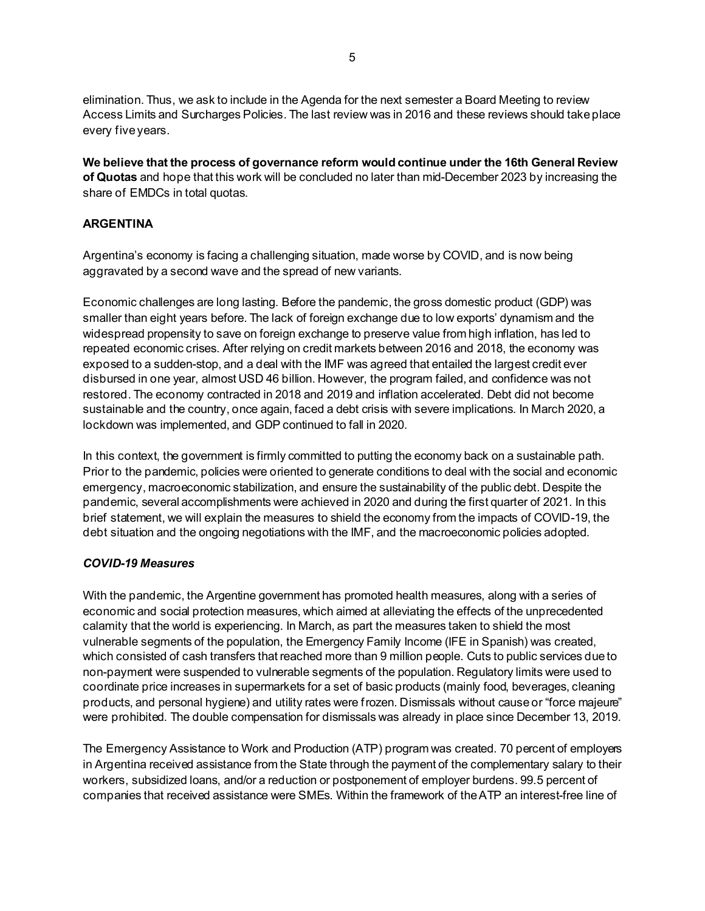elimination. Thus, we ask to include in the Agenda for the next semester a Board Meeting to review Access Limits and Surcharges Policies. The last review was in 2016 and these reviews should take place every five years.

**We believe that the process of governance reform would continue under the 16th General Review of Quotas** and hope that this work will be concluded no later than mid-December 2023 by increasing the share of EMDCs in total quotas.

## ARGENTINA

Argentina's economy is facing a challenging situation, made worse by COVID, and is now being aggravated by a second wave and the spread of new variants.

Economic challenges are long lasting. Before the pandemic, the gross domestic product (GDP) was smaller than eight years before. The lack of foreign exchange due to low exports' dynamism and the widespread propensity to save on foreign exchange to preserve value from high inflation, has led to repeated economic crises. After relying on credit markets between 2016 and 2018, the economy was exposed to a sudden-stop, and a deal with the IMF was agreed that entailed the largest credit ever disbursed in one year, almost USD 46 billion. However, the program failed, and confidence was not restored. The economy contracted in 2018 and 2019 and inflation accelerated. Debt did not become sustainable and the country, once again, faced a debt crisis with severe implications. In March 2020, a lockdown was implemented, and GDP continued to fall in 2020.

In this context, the government is firmly committed to putting the economy back on a sustainable path. Prior to the pandemic, policies were oriented to generate conditions to deal with the social and economic emergency, macroeconomic stabilization, and ensure the sustainability of the public debt. Despite the pandemic, several accomplishments were achieved in 2020 and during the first quarter of 2021. In this brief statement, we will explain the measures to shield the economy from the impacts of COVID-19, the debt situation and the ongoing negotiations with the IMF, and the macroeconomic policies adopted.

### *COVID-19 Measures*

With the pandemic, the Argentine government has promoted health measures, along with a series of economic and social protection measures, which aimed at alleviating the effects of the unprecedented calamity that the world is experiencing. In March, as part the measures taken to shield the most vulnerable segments of the population, the Emergency Family Income (IFE in Spanish) was created, which consisted of cash transfers that reached more than 9 million people. Cuts to public services due to non-payment were suspended to vulnerable segments of the population. Regulatory limits were used to coordinate price increases in supermarkets for a set of basic products (mainly food, beverages, cleaning products, and personal hygiene) and utility rates were frozen. Dismissals without cause or "force majeure" were prohibited. The double compensation for dismissals was already in place since December 13, 2019.

The Emergency Assistance to Work and Production (ATP) program was created. 70 percent of employers in Argentina received assistance from the State through the payment of the complementary salary to their workers, subsidized loans, and/or a reduction or postponement of employer burdens. 99.5 percent of companies that received assistance were SMEs. Within the framework of the ATP an interest-free line of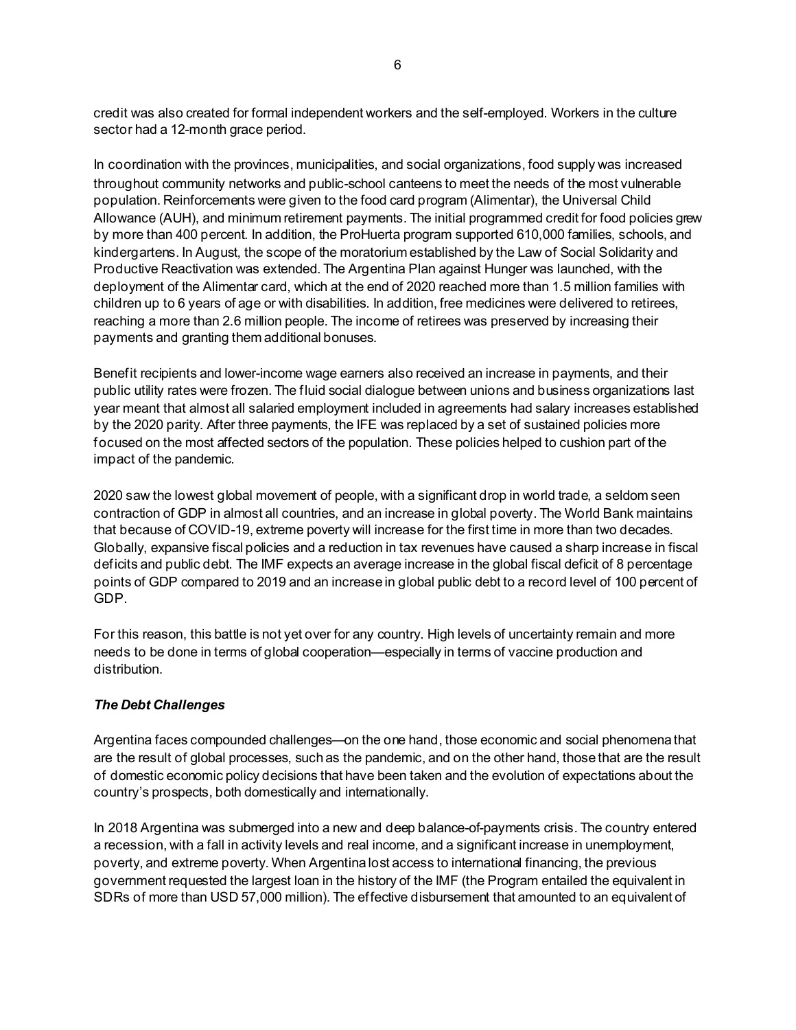credit was also created for formal independent workers and the self-employed. Workers in the culture sector had a 12-month grace period.

In coordination with the provinces, municipalities, and social organizations, food supply was increased throughout community networks and public-school canteens to meet the needs of the most vulnerable population. Reinforcements were given to the food card program (Alimentar), the Universal Child Allowance (AUH), and minimum retirement payments. The initial programmed credit for food policies grew by more than 400 percent. In addition, the ProHuerta program supported 610,000 families, schools, and kindergartens. In August, the scope of the moratorium established by the Law of Social Solidarity and Productive Reactivation was extended. The Argentina Plan against Hunger was launched, with the deployment of the Alimentar card, which at the end of 2020 reached more than 1.5 million families with children up to 6 years of age or with disabilities. In addition, free medicines were delivered to retirees, reaching a more than 2.6 million people. The income of retirees was preserved by increasing their payments and granting them additional bonuses.

Benefit recipients and lower-income wage earners also received an increase in payments, and their public utility rates were frozen. The fluid social dialogue between unions and business organizations last year meant that almost all salaried employment included in agreements had salary increases established by the 2020 parity. After three payments, the IFE was replaced by a set of sustained policies more focused on the most affected sectors of the population. These policies helped to cushion part of the impact of the pandemic.

2020 saw the lowest global movement of people, with a significant drop in world trade, a seldom seen contraction of GDP in almost all countries, and an increase in global poverty. The World Bank maintains that because of COVID-19, extreme poverty will increase for the first time in more than two decades. Globally, expansive fiscal policies and a reduction in tax revenues have caused a sharp increase in fiscal deficits and public debt. The IMF expects an average increase in the global fiscal deficit of 8 percentage points of GDP compared to 2019 and an increase in global public debt to a record level of 100 percent of GDP.

For this reason, this battle is not yet over for any country. High levels of uncertainty remain and more needs to be done in terms of global cooperation—especially in terms of vaccine production and distribution.

***The Debt Challenges***

Argentina faces compounded challenges—on the one hand, those economic and social phenomena that are the result of global processes, such as the pandemic, and on the other hand, those that are the result of domestic economic policy decisions that have been taken and the evolution of expectations about the country's prospects, both domestically and internationally.

In 2018 Argentina was submerged into a new and deep balance-of-payments crisis. The country entered a recession, with a fall in activity levels and real income, and a significant increase in unemployment, poverty, and extreme poverty. When Argentina lost access to international financing, the previous government requested the largest loan in the history of the IMF (the Program entailed the equivalent in SDRs of more than USD 57,000 million). The effective disbursement that amounted to an equivalent of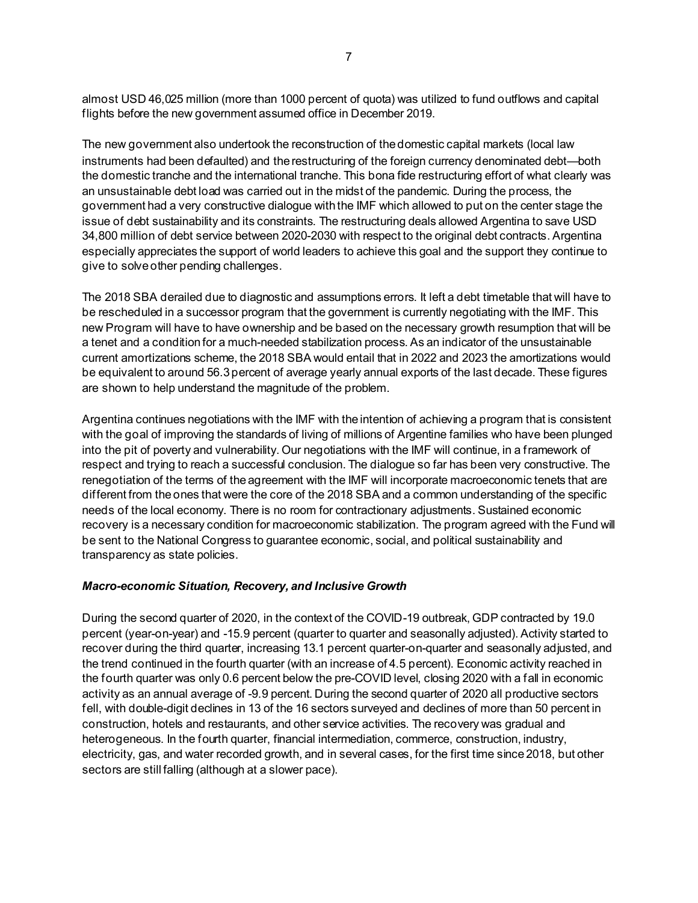almost USD 46,025 million (more than 1000 percent of quota) was utilized to fund outflows and capital flights before the new government assumed office in December 2019.

The new government also undertook the reconstruction of the domestic capital markets (local law instruments had been defaulted) and the restructuring of the foreign currency denominated debt—both the domestic tranche and the international tranche. This bona fide restructuring effort of what clearly was an unsustainable debt load was carried out in the midst of the pandemic. During the process, the government had a very constructive dialogue with the IMF which allowed to put on the center stage the issue of debt sustainability and its constraints. The restructuring deals allowed Argentina to save USD 34,800 million of debt service between 2020-2030 with respect to the original debt contracts. Argentina especially appreciates the support of world leaders to achieve this goal and the support they continue to give to solve other pending challenges.

The 2018 SBA derailed due to diagnostic and assumptions errors. It left a debt timetable that will have to be rescheduled in a successor program that the government is currently negotiating with the IMF. This new Program will have to have ownership and be based on the necessary growth resumption that will be a tenet and a condition for a much-needed stabilization process. As an indicator of the unsustainable current amortizations scheme, the 2018 SBA would entail that in 2022 and 2023 the amortizations would be equivalent to around 56.3 percent of average yearly annual exports of the last decade. These figures are shown to help understand the magnitude of the problem.

Argentina continues negotiations with the IMF with the intention of achieving a program that is consistent with the goal of improving the standards of living of millions of Argentine families who have been plunged into the pit of poverty and vulnerability. Our negotiations with the IMF will continue, in a framework of respect and trying to reach a successful conclusion. The dialogue so far has been very constructive. The renegotiation of the terms of the agreement with the IMF will incorporate macroeconomic tenets that are different from the ones that were the core of the 2018 SBA and a common understanding of the specific needs of the local economy. There is no room for contractionary adjustments. Sustained economic recovery is a necessary condition for macroeconomic stabilization. The program agreed with the Fund will be sent to the National Congress to guarantee economic, social, and political sustainability and transparency as state policies.

***Macro-economic Situation, Recovery, and Inclusive Growth***

During the second quarter of 2020, in the context of the COVID-19 outbreak, GDP contracted by 19.0 percent (year-on-year) and -15.9 percent (quarter to quarter and seasonally adjusted). Activity started to recover during the third quarter, increasing 13.1 percent quarter-on-quarter and seasonally adjusted, and the trend continued in the fourth quarter (with an increase of 4.5 percent). Economic activity reached in the fourth quarter was only 0.6 percent below the pre-COVID level, closing 2020 with a fall in economic activity as an annual average of -9.9 percent. During the second quarter of 2020 all productive sectors fell, with double-digit declines in 13 of the 16 sectors surveyed and declines of more than 50 percent in construction, hotels and restaurants, and other service activities. The recovery was gradual and heterogeneous. In the fourth quarter, financial intermediation, commerce, construction, industry, electricity, gas, and water recorded growth, and in several cases, for the first time since 2018, but other sectors are still falling (although at a slower pace).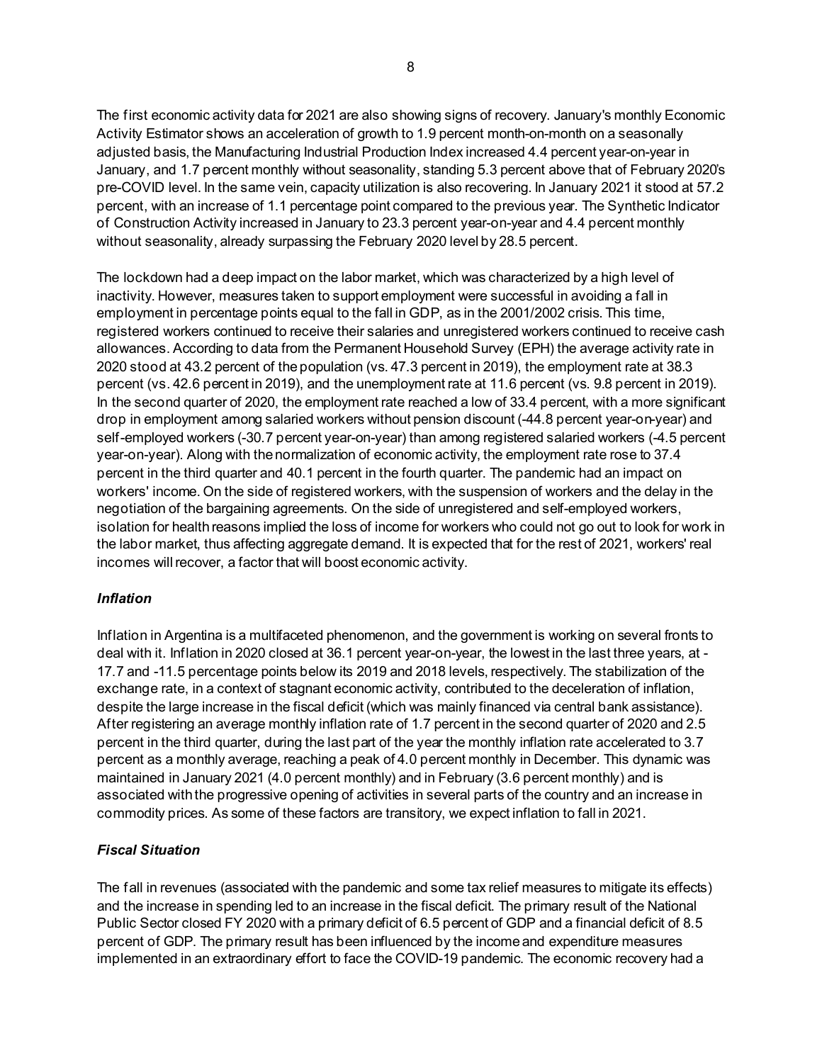The first economic activity data for 2021 are also showing signs of recovery. January's monthly Economic Activity Estimator shows an acceleration of growth to 1.9 percent month-on-month on a seasonally adjusted basis, the Manufacturing Industrial Production Index increased 4.4 percent year-on-year in January, and 1.7 percent monthly without seasonality, standing 5.3 percent above that of February 2020's pre-COVID level. In the same vein, capacity utilization is also recovering. In January 2021 it stood at 57.2 percent, with an increase of 1.1 percentage point compared to the previous year. The Synthetic Indicator of Construction Activity increased in January to 23.3 percent year-on-year and 4.4 percent monthly without seasonality, already surpassing the February 2020 level by 28.5 percent.

The lockdown had a deep impact on the labor market, which was characterized by a high level of inactivity. However, measures taken to support employment were successful in avoiding a fall in employment in percentage points equal to the fall in GDP, as in the 2001/2002 crisis. This time, registered workers continued to receive their salaries and unregistered workers continued to receive cash allowances. According to data from the Permanent Household Survey (EPH) the average activity rate in 2020 stood at 43.2 percent of the population (vs. 47.3 percent in 2019), the employment rate at 38.3 percent (vs. 42.6 percent in 2019), and the unemployment rate at 11.6 percent (vs. 9.8 percent in 2019). In the second quarter of 2020, the employment rate reached a low of 33.4 percent, with a more significant drop in employment among salaried workers without pension discount (-44.8 percent year-on-year) and self-employed workers (-30.7 percent year-on-year) than among registered salaried workers (-4.5 percent year-on-year). Along with the normalization of economic activity, the employment rate rose to 37.4 percent in the third quarter and 40.1 percent in the fourth quarter. The pandemic had an impact on workers' income. On the side of registered workers, with the suspension of workers and the delay in the negotiation of the bargaining agreements. On the side of unregistered and self-employed workers, isolation for health reasons implied the loss of income for workers who could not go out to look for work in the labor market, thus affecting aggregate demand. It is expected that for the rest of 2021, workers' real incomes will recover, a factor that will boost economic activity.

### *Inflation*

Inflation in Argentina is a multifaceted phenomenon, and the government is working on several fronts to deal with it. Inflation in 2020 closed at 36.1 percent year-on-year, the lowest in the last three years, at -17.7 and -11.5 percentage points below its 2019 and 2018 levels, respectively. The stabilization of the exchange rate, in a context of stagnant economic activity, contributed to the deceleration of inflation, despite the large increase in the fiscal deficit (which was mainly financed via central bank assistance). After registering an average monthly inflation rate of 1.7 percent in the second quarter of 2020 and 2.5 percent in the third quarter, during the last part of the year the monthly inflation rate accelerated to 3.7 percent as a monthly average, reaching a peak of 4.0 percent monthly in December. This dynamic was maintained in January 2021 (4.0 percent monthly) and in February (3.6 percent monthly) and is associated with the progressive opening of activities in several parts of the country and an increase in commodity prices. As some of these factors are transitory, we expect inflation to fall in 2021.

### *Fiscal Situation*

The fall in revenues (associated with the pandemic and some tax relief measures to mitigate its effects) and the increase in spending led to an increase in the fiscal deficit. The primary result of the National Public Sector closed FY 2020 with a primary deficit of 6.5 percent of GDP and a financial deficit of 8.5 percent of GDP. The primary result has been influenced by the income and expenditure measures implemented in an extraordinary effort to face the COVID-19 pandemic. The economic recovery had a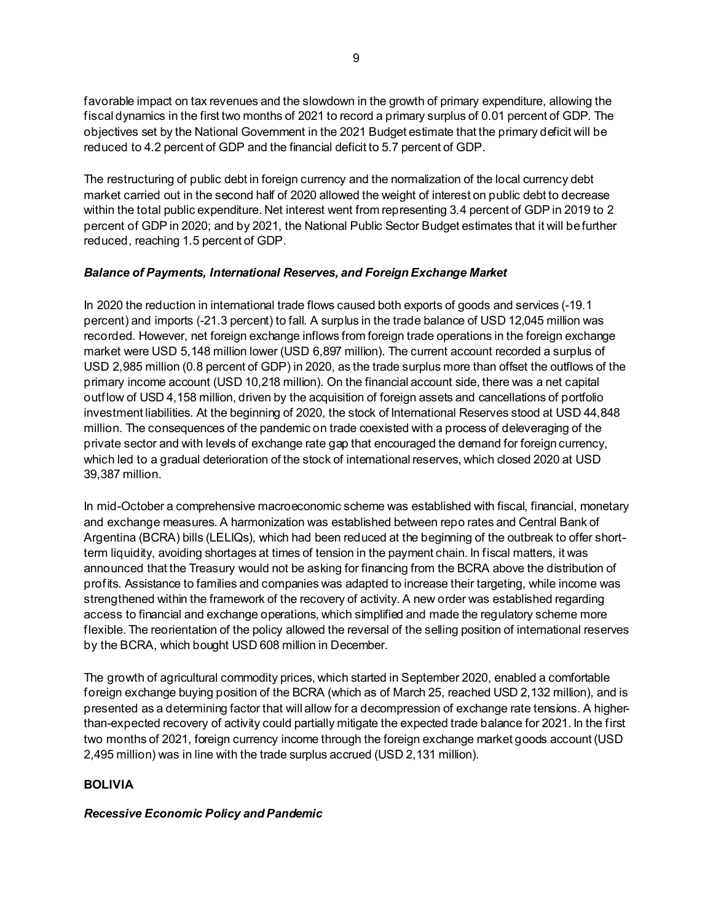favorable impact on tax revenues and the slowdown in the growth of primary expenditure, allowing the fiscal dynamics in the first two months of 2021 to record a primary surplus of 0.01 percent of GDP. The objectives set by the National Government in the 2021 Budget estimate that the primary deficit will be reduced to 4.2 percent of GDP and the financial deficit to 5.7 percent of GDP.

The restructuring of public debt in foreign currency and the normalization of the local currency debt market carried out in the second half of 2020 allowed the weight of interest on public debt to decrease within the total public expenditure. Net interest went from representing 3.4 percent of GDP in 2019 to 2 percent of GDP in 2020; and by 2021, the National Public Sector Budget estimates that it will be further reduced, reaching 1.5 percent of GDP.

***Balance of Payments, International Reserves, and Foreign Exchange Market***

In 2020 the reduction in international trade flows caused both exports of goods and services (-19.1 percent) and imports (-21.3 percent) to fall. A surplus in the trade balance of USD 12,045 million was recorded. However, net foreign exchange inflows from foreign trade operations in the foreign exchange market were USD 5,148 million lower (USD 6,897 million). The current account recorded a surplus of USD 2,985 million (0.8 percent of GDP) in 2020, as the trade surplus more than offset the outflows of the primary income account (USD 10,218 million). On the financial account side, there was a net capital outflow of USD 4,158 million, driven by the acquisition of foreign assets and cancellations of portfolio investment liabilities. At the beginning of 2020, the stock of International Reserves stood at USD 44,848 million. The consequences of the pandemic on trade coexisted with a process of deleveraging of the private sector and with levels of exchange rate gap that encouraged the demand for foreign currency, which led to a gradual deterioration of the stock of international reserves, which closed 2020 at USD 39,387 million.

In mid-October a comprehensive macroeconomic scheme was established with fiscal, financial, monetary and exchange measures. A harmonization was established between repo rates and Central Bank of Argentina (BCRA) bills (LELIQs), which had been reduced at the beginning of the outbreak to offer short-term liquidity, avoiding shortages at times of tension in the payment chain. In fiscal matters, it was announced that the Treasury would not be asking for financing from the BCRA above the distribution of profits. Assistance to families and companies was adapted to increase their targeting, while income was strengthened within the framework of the recovery of activity. A new order was established regarding access to financial and exchange operations, which simplified and made the regulatory scheme more flexible. The reorientation of the policy allowed the reversal of the selling position of international reserves by the BCRA, which bought USD 608 million in December.

The growth of agricultural commodity prices, which started in September 2020, enabled a comfortable foreign exchange buying position of the BCRA (which as of March 25, reached USD 2,132 million), and is presented as a determining factor that will allow for a decompression of exchange rate tensions. A higher-than-expected recovery of activity could partially mitigate the expected trade balance for 2021. In the first two months of 2021, foreign currency income through the foreign exchange market goods account (USD 2,495 million) was in line with the trade surplus accrued (USD 2,131 million).

## BOLIVIA

***Recessive Economic Policy and Pandemic***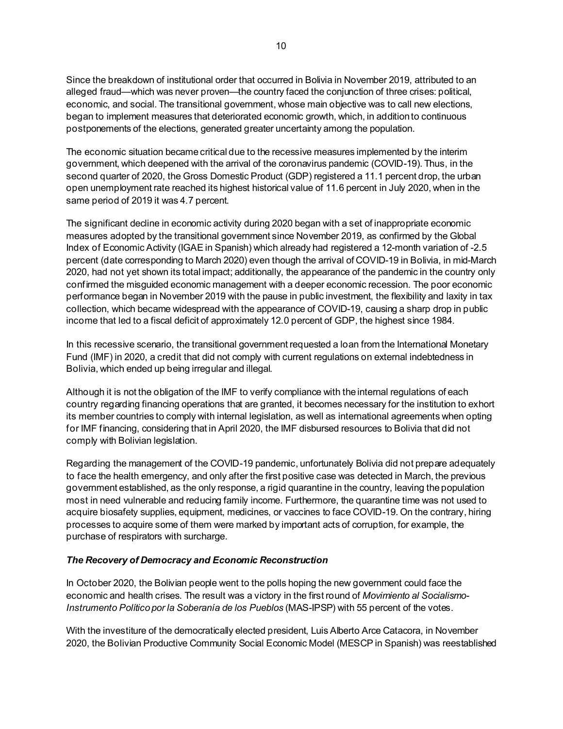Since the breakdown of institutional order that occurred in Bolivia in November 2019, attributed to an alleged fraud—which was never proven—the country faced the conjunction of three crises: political, economic, and social. The transitional government, whose main objective was to call new elections, began to implement measures that deteriorated economic growth, which, in addition to continuous postponements of the elections, generated greater uncertainty among the population.

The economic situation became critical due to the recessive measures implemented by the interim government, which deepened with the arrival of the coronavirus pandemic (COVID-19). Thus, in the second quarter of 2020, the Gross Domestic Product (GDP) registered a 11.1 percent drop, the urban open unemployment rate reached its highest historical value of 11.6 percent in July 2020, when in the same period of 2019 it was 4.7 percent.

The significant decline in economic activity during 2020 began with a set of inappropriate economic measures adopted by the transitional government since November 2019, as confirmed by the Global Index of Economic Activity (IGAE in Spanish) which already had registered a 12-month variation of -2.5 percent (date corresponding to March 2020) even though the arrival of COVID-19 in Bolivia, in mid-March 2020, had not yet shown its total impact; additionally, the appearance of the pandemic in the country only confirmed the misguided economic management with a deeper economic recession. The poor economic performance began in November 2019 with the pause in public investment, the flexibility and laxity in tax collection, which became widespread with the appearance of COVID-19, causing a sharp drop in public income that led to a fiscal deficit of approximately 12.0 percent of GDP, the highest since 1984.

In this recessive scenario, the transitional government requested a loan from the International Monetary Fund (IMF) in 2020, a credit that did not comply with current regulations on external indebtedness in Bolivia, which ended up being irregular and illegal.

Although it is not the obligation of the IMF to verify compliance with the internal regulations of each country regarding financing operations that are granted, it becomes necessary for the institution to exhort its member countries to comply with internal legislation, as well as international agreements when opting for IMF financing, considering that in April 2020, the IMF disbursed resources to Bolivia that did not comply with Bolivian legislation.

Regarding the management of the COVID-19 pandemic, unfortunately Bolivia did not prepare adequately to face the health emergency, and only after the first positive case was detected in March, the previous government established, as the only response, a rigid quarantine in the country, leaving the population most in need vulnerable and reducing family income. Furthermore, the quarantine time was not used to acquire biosafety supplies, equipment, medicines, or vaccines to face COVID-19. On the contrary, hiring processes to acquire some of them were marked by important acts of corruption, for example, the purchase of respirators with surcharge.

***The Recovery of Democracy and Economic Reconstruction***

In October 2020, the Bolivian people went to the polls hoping the new government could face the economic and health crises. The result was a victory in the first round of *Movimiento al Socialismo-Instrumento Político por la Soberanía de los Pueblos* (MAS-IPSP) with 55 percent of the votes.

With the investiture of the democratically elected president, Luis Alberto Arce Catacora, in November 2020, the Bolivian Productive Community Social Economic Model (MESCP in Spanish) was reestablished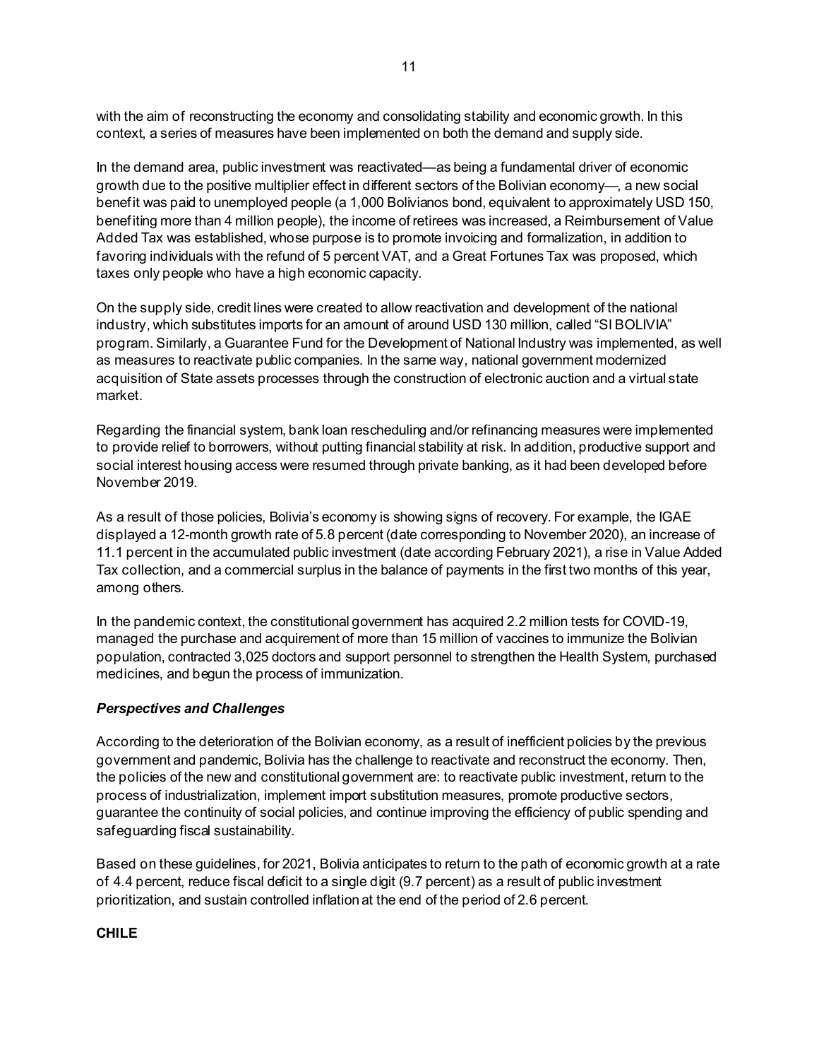with the aim of reconstructing the economy and consolidating stability and economic growth. In this context, a series of measures have been implemented on both the demand and supply side.

In the demand area, public investment was reactivated—as being a fundamental driver of economic growth due to the positive multiplier effect in different sectors of the Bolivian economy—, a new social benefit was paid to unemployed people (a 1,000 Bolivianos bond, equivalent to approximately USD 150, benefiting more than 4 million people), the income of retirees was increased, a Reimbursement of Value Added Tax was established, whose purpose is to promote invoicing and formalization, in addition to favoring individuals with the refund of 5 percent VAT, and a Great Fortunes Tax was proposed, which taxes only people who have a high economic capacity.

On the supply side, credit lines were created to allow reactivation and development of the national industry, which substitutes imports for an amount of around USD 130 million, called "SI BOLIVIA" program. Similarly, a Guarantee Fund for the Development of National Industry was implemented, as well as measures to reactivate public companies. In the same way, national government modernized acquisition of State assets processes through the construction of electronic auction and a virtual state market.

Regarding the financial system, bank loan rescheduling and/or refinancing measures were implemented to provide relief to borrowers, without putting financial stability at risk. In addition, productive support and social interest housing access were resumed through private banking, as it had been developed before November 2019.

As a result of those policies, Bolivia's economy is showing signs of recovery. For example, the IGAE displayed a 12-month growth rate of 5.8 percent (date corresponding to November 2020), an increase of 11.1 percent in the accumulated public investment (date according February 2021), a rise in Value Added Tax collection, and a commercial surplus in the balance of payments in the first two months of this year, among others.

In the pandemic context, the constitutional government has acquired 2.2 million tests for COVID-19, managed the purchase and acquirement of more than 15 million of vaccines to immunize the Bolivian population, contracted 3,025 doctors and support personnel to strengthen the Health System, purchased medicines, and begun the process of immunization.

### *Perspectives and Challenges*

According to the deterioration of the Bolivian economy, as a result of inefficient policies by the previous government and pandemic, Bolivia has the challenge to reactivate and reconstruct the economy. Then, the policies of the new and constitutional government are: to reactivate public investment, return to the process of industrialization, implement import substitution measures, promote productive sectors, guarantee the continuity of social policies, and continue improving the efficiency of public spending and safeguarding fiscal sustainability.

Based on these guidelines, for 2021, Bolivia anticipates to return to the path of economic growth at a rate of 4.4 percent, reduce fiscal deficit to a single digit (9.7 percent) as a result of public investment prioritization, and sustain controlled inflation at the end of the period of 2.6 percent.

## CHILE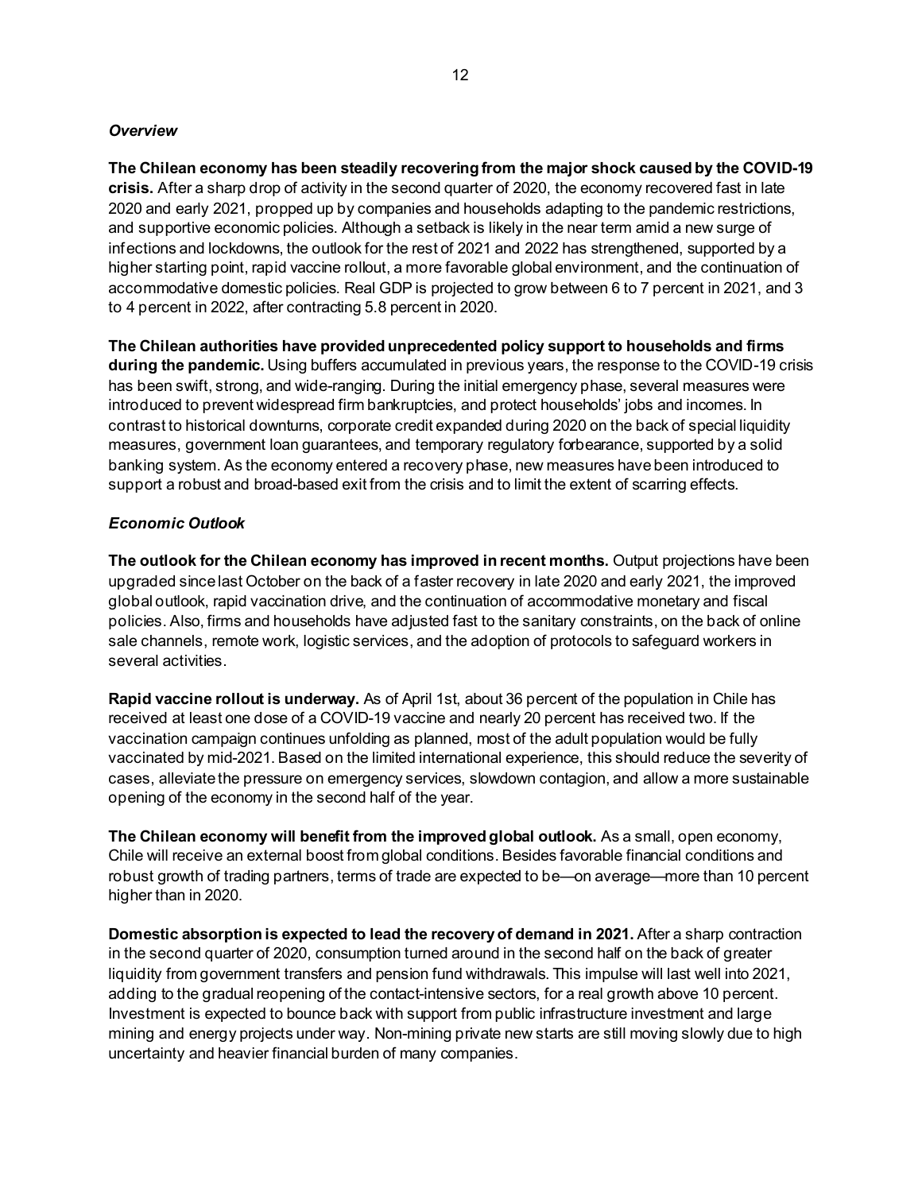### *Overview*

**The Chilean economy has been steadily recovering from the major shock caused by the COVID-19 crisis.** After a sharp drop of activity in the second quarter of 2020, the economy recovered fast in late 2020 and early 2021, propped up by companies and households adapting to the pandemic restrictions, and supportive economic policies. Although a setback is likely in the near term amid a new surge of infections and lockdowns, the outlook for the rest of 2021 and 2022 has strengthened, supported by a higher starting point, rapid vaccine rollout, a more favorable global environment, and the continuation of accommodative domestic policies. Real GDP is projected to grow between 6 to 7 percent in 2021, and 3 to 4 percent in 2022, after contracting 5.8 percent in 2020.

**The Chilean authorities have provided unprecedented policy support to households and firms during the pandemic.** Using buffers accumulated in previous years, the response to the COVID-19 crisis has been swift, strong, and wide-ranging. During the initial emergency phase, several measures were introduced to prevent widespread firm bankruptcies, and protect households' jobs and incomes. In contrast to historical downturns, corporate credit expanded during 2020 on the back of special liquidity measures, government loan guarantees, and temporary regulatory forbearance, supported by a solid banking system. As the economy entered a recovery phase, new measures have been introduced to support a robust and broad-based exit from the crisis and to limit the extent of scarring effects.

### *Economic Outlook*

**The outlook for the Chilean economy has improved in recent months.** Output projections have been upgraded since last October on the back of a faster recovery in late 2020 and early 2021, the improved global outlook, rapid vaccination drive, and the continuation of accommodative monetary and fiscal policies. Also, firms and households have adjusted fast to the sanitary constraints, on the back of online sale channels, remote work, logistic services, and the adoption of protocols to safeguard workers in several activities.

**Rapid vaccine rollout is underway.** As of April 1st, about 36 percent of the population in Chile has received at least one dose of a COVID-19 vaccine and nearly 20 percent has received two. If the vaccination campaign continues unfolding as planned, most of the adult population would be fully vaccinated by mid-2021. Based on the limited international experience, this should reduce the severity of cases, alleviate the pressure on emergency services, slowdown contagion, and allow a more sustainable opening of the economy in the second half of the year.

**The Chilean economy will benefit from the improved global outlook.** As a small, open economy, Chile will receive an external boost from global conditions. Besides favorable financial conditions and robust growth of trading partners, terms of trade are expected to be—on average—more than 10 percent higher than in 2020.

**Domestic absorption is expected to lead the recovery of demand in 2021.** After a sharp contraction in the second quarter of 2020, consumption turned around in the second half on the back of greater liquidity from government transfers and pension fund withdrawals. This impulse will last well into 2021, adding to the gradual reopening of the contact-intensive sectors, for a real growth above 10 percent. Investment is expected to bounce back with support from public infrastructure investment and large mining and energy projects under way. Non-mining private new starts are still moving slowly due to high uncertainty and heavier financial burden of many companies.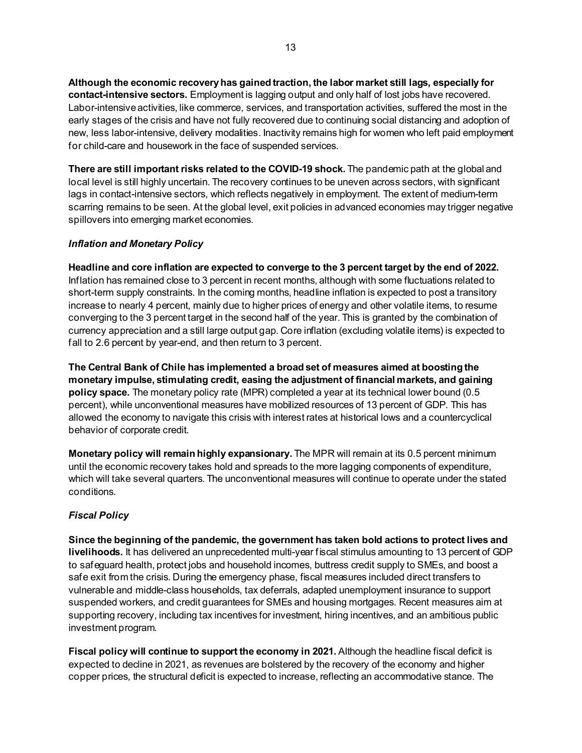**Although the economic recovery has gained traction, the labor market still lags, especially for contact-intensive sectors.** Employment is lagging output and only half of lost jobs have recovered. Labor-intensive activities, like commerce, services, and transportation activities, suffered the most in the early stages of the crisis and have not fully recovered due to continuing social distancing and adoption of new, less labor-intensive, delivery modalities. Inactivity remains high for women who left paid employment for child-care and housework in the face of suspended services.

**There are still important risks related to the COVID-19 shock.** The pandemic path at the global and local level is still highly uncertain. The recovery continues to be uneven across sectors, with significant lags in contact-intensive sectors, which reflects negatively in employment. The extent of medium-term scarring remains to be seen. At the global level, exit policies in advanced economies may trigger negative spillovers into emerging market economies.

### *Inflation and Monetary Policy*

**Headline and core inflation are expected to converge to the 3 percent target by the end of 2022.** Inflation has remained close to 3 percent in recent months, although with some fluctuations related to short-term supply constraints. In the coming months, headline inflation is expected to post a transitory increase to nearly 4 percent, mainly due to higher prices of energy and other volatile items, to resume converging to the 3 percent target in the second half of the year. This is granted by the combination of currency appreciation and a still large output gap. Core inflation (excluding volatile items) is expected to fall to 2.6 percent by year-end, and then return to 3 percent.

**The Central Bank of Chile has implemented a broad set of measures aimed at boosting the monetary impulse, stimulating credit, easing the adjustment of financial markets, and gaining policy space.** The monetary policy rate (MPR) completed a year at its technical lower bound (0.5 percent), while unconventional measures have mobilized resources of 13 percent of GDP. This has allowed the economy to navigate this crisis with interest rates at historical lows and a countercyclical behavior of corporate credit.

**Monetary policy will remain highly expansionary.** The MPR will remain at its 0.5 percent minimum until the economic recovery takes hold and spreads to the more lagging components of expenditure, which will take several quarters. The unconventional measures will continue to operate under the stated conditions.

### *Fiscal Policy*

**Since the beginning of the pandemic, the government has taken bold actions to protect lives and livelihoods.** It has delivered an unprecedented multi-year fiscal stimulus amounting to 13 percent of GDP to safeguard health, protect jobs and household incomes, buttress credit supply to SMEs, and boost a safe exit from the crisis. During the emergency phase, fiscal measures included direct transfers to vulnerable and middle-class households, tax deferrals, adapted unemployment insurance to support suspended workers, and credit guarantees for SMEs and housing mortgages. Recent measures aim at supporting recovery, including tax incentives for investment, hiring incentives, and an ambitious public investment program.

**Fiscal policy will continue to support the economy in 2021.** Although the headline fiscal deficit is expected to decline in 2021, as revenues are bolstered by the recovery of the economy and higher copper prices, the structural deficit is expected to increase, reflecting an accommodative stance. The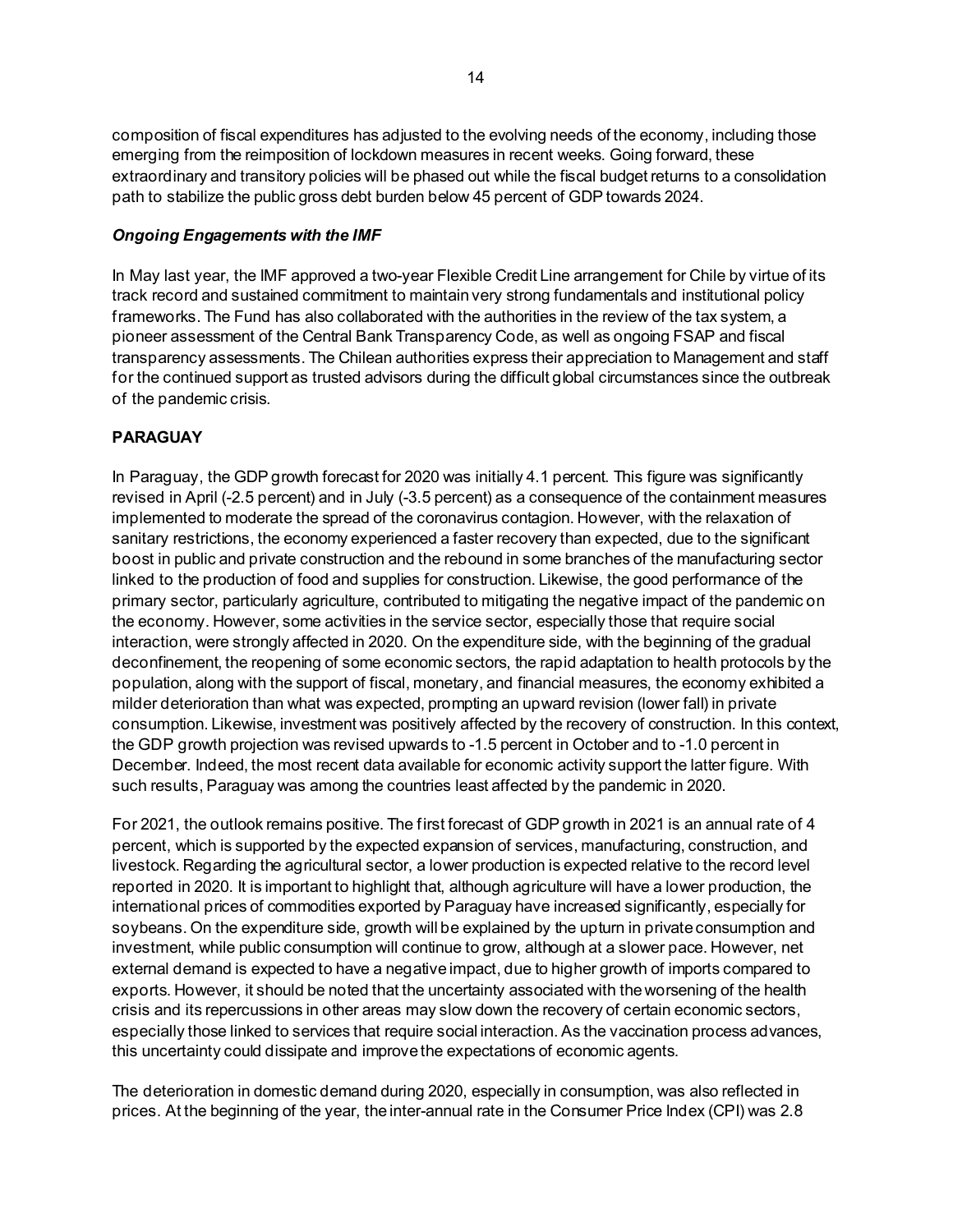composition of fiscal expenditures has adjusted to the evolving needs of the economy, including those emerging from the reimposition of lockdown measures in recent weeks. Going forward, these extraordinary and transitory policies will be phased out while the fiscal budget returns to a consolidation path to stabilize the public gross debt burden below 45 percent of GDP towards 2024.

***Ongoing Engagements with the IMF***

In May last year, the IMF approved a two-year Flexible Credit Line arrangement for Chile by virtue of its track record and sustained commitment to maintain very strong fundamentals and institutional policy frameworks. The Fund has also collaborated with the authorities in the review of the tax system, a pioneer assessment of the Central Bank Transparency Code, as well as ongoing FSAP and fiscal transparency assessments. The Chilean authorities express their appreciation to Management and staff for the continued support as trusted advisors during the difficult global circumstances since the outbreak of the pandemic crisis.

## PARAGUAY

In Paraguay, the GDP growth forecast for 2020 was initially 4.1 percent. This figure was significantly revised in April (-2.5 percent) and in July (-3.5 percent) as a consequence of the containment measures implemented to moderate the spread of the coronavirus contagion. However, with the relaxation of sanitary restrictions, the economy experienced a faster recovery than expected, due to the significant boost in public and private construction and the rebound in some branches of the manufacturing sector linked to the production of food and supplies for construction. Likewise, the good performance of the primary sector, particularly agriculture, contributed to mitigating the negative impact of the pandemic on the economy. However, some activities in the service sector, especially those that require social interaction, were strongly affected in 2020. On the expenditure side, with the beginning of the gradual deconfinement, the reopening of some economic sectors, the rapid adaptation to health protocols by the population, along with the support of fiscal, monetary, and financial measures, the economy exhibited a milder deterioration than what was expected, prompting an upward revision (lower fall) in private consumption. Likewise, investment was positively affected by the recovery of construction. In this context, the GDP growth projection was revised upwards to -1.5 percent in October and to -1.0 percent in December. Indeed, the most recent data available for economic activity support the latter figure. With such results, Paraguay was among the countries least affected by the pandemic in 2020.

For 2021, the outlook remains positive. The first forecast of GDP growth in 2021 is an annual rate of 4 percent, which is supported by the expected expansion of services, manufacturing, construction, and livestock. Regarding the agricultural sector, a lower production is expected relative to the record level reported in 2020. It is important to highlight that, although agriculture will have a lower production, the international prices of commodities exported by Paraguay have increased significantly, especially for soybeans. On the expenditure side, growth will be explained by the upturn in private consumption and investment, while public consumption will continue to grow, although at a slower pace. However, net external demand is expected to have a negative impact, due to higher growth of imports compared to exports. However, it should be noted that the uncertainty associated with the worsening of the health crisis and its repercussions in other areas may slow down the recovery of certain economic sectors, especially those linked to services that require social interaction. As the vaccination process advances, this uncertainty could dissipate and improve the expectations of economic agents.

The deterioration in domestic demand during 2020, especially in consumption, was also reflected in prices. At the beginning of the year, the inter-annual rate in the Consumer Price Index (CPI) was 2.8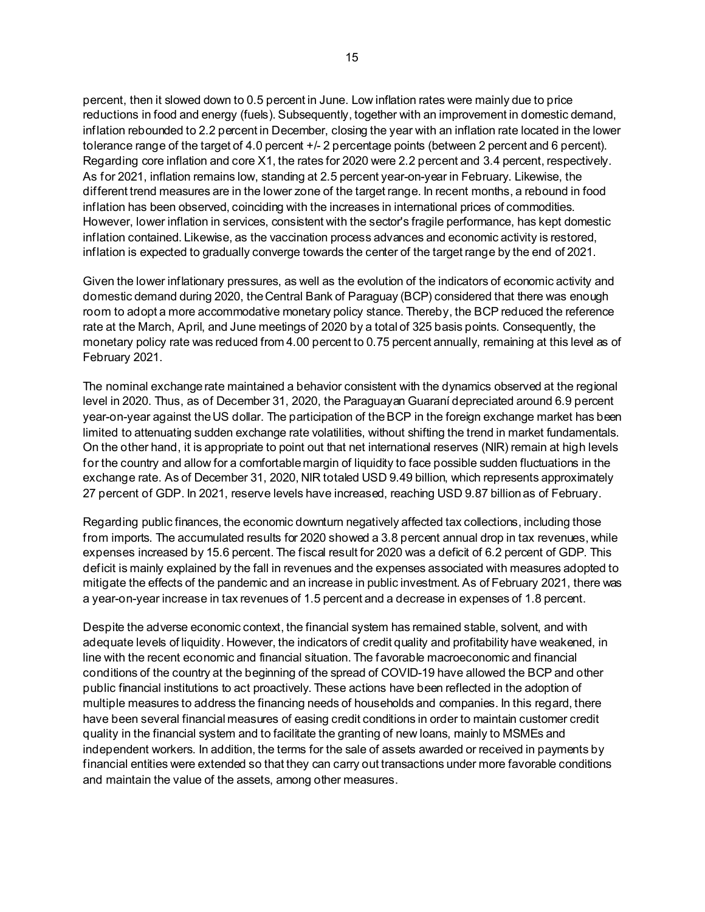percent, then it slowed down to 0.5 percent in June. Low inflation rates were mainly due to price reductions in food and energy (fuels). Subsequently, together with an improvement in domestic demand, inflation rebounded to 2.2 percent in December, closing the year with an inflation rate located in the lower tolerance range of the target of 4.0 percent +/- 2 percentage points (between 2 percent and 6 percent). Regarding core inflation and core X1, the rates for 2020 were 2.2 percent and 3.4 percent, respectively. As for 2021, inflation remains low, standing at 2.5 percent year-on-year in February. Likewise, the different trend measures are in the lower zone of the target range. In recent months, a rebound in food inflation has been observed, coinciding with the increases in international prices of commodities. However, lower inflation in services, consistent with the sector's fragile performance, has kept domestic inflation contained. Likewise, as the vaccination process advances and economic activity is restored, inflation is expected to gradually converge towards the center of the target range by the end of 2021.

Given the lower inflationary pressures, as well as the evolution of the indicators of economic activity and domestic demand during 2020, the Central Bank of Paraguay (BCP) considered that there was enough room to adopt a more accommodative monetary policy stance. Thereby, the BCP reduced the reference rate at the March, April, and June meetings of 2020 by a total of 325 basis points. Consequently, the monetary policy rate was reduced from 4.00 percent to 0.75 percent annually, remaining at this level as of February 2021.

The nominal exchange rate maintained a behavior consistent with the dynamics observed at the regional level in 2020. Thus, as of December 31, 2020, the Paraguayan Guaraní depreciated around 6.9 percent year-on-year against the US dollar. The participation of the BCP in the foreign exchange market has been limited to attenuating sudden exchange rate volatilities, without shifting the trend in market fundamentals. On the other hand, it is appropriate to point out that net international reserves (NIR) remain at high levels for the country and allow for a comfortable margin of liquidity to face possible sudden fluctuations in the exchange rate. As of December 31, 2020, NIR totaled USD 9.49 billion, which represents approximately 27 percent of GDP. In 2021, reserve levels have increased, reaching USD 9.87 billion as of February.

Regarding public finances, the economic downturn negatively affected tax collections, including those from imports. The accumulated results for 2020 showed a 3.8 percent annual drop in tax revenues, while expenses increased by 15.6 percent. The fiscal result for 2020 was a deficit of 6.2 percent of GDP. This deficit is mainly explained by the fall in revenues and the expenses associated with measures adopted to mitigate the effects of the pandemic and an increase in public investment. As of February 2021, there was a year-on-year increase in tax revenues of 1.5 percent and a decrease in expenses of 1.8 percent.

Despite the adverse economic context, the financial system has remained stable, solvent, and with adequate levels of liquidity. However, the indicators of credit quality and profitability have weakened, in line with the recent economic and financial situation. The favorable macroeconomic and financial conditions of the country at the beginning of the spread of COVID-19 have allowed the BCP and other public financial institutions to act proactively. These actions have been reflected in the adoption of multiple measures to address the financing needs of households and companies. In this regard, there have been several financial measures of easing credit conditions in order to maintain customer credit quality in the financial system and to facilitate the granting of new loans, mainly to MSMEs and independent workers. In addition, the terms for the sale of assets awarded or received in payments by financial entities were extended so that they can carry out transactions under more favorable conditions and maintain the value of the assets, among other measures.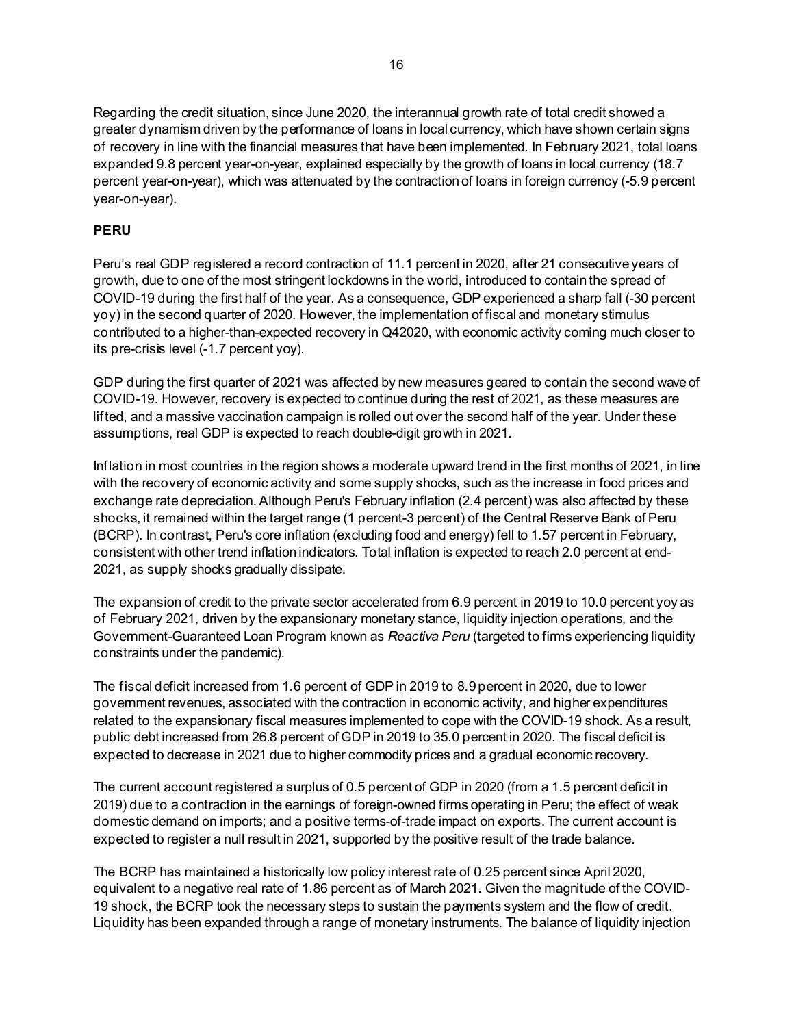Regarding the credit situation, since June 2020, the interannual growth rate of total credit showed a greater dynamism driven by the performance of loans in local currency, which have shown certain signs of recovery in line with the financial measures that have been implemented. In February 2021, total loans expanded 9.8 percent year-on-year, explained especially by the growth of loans in local currency (18.7 percent year-on-year), which was attenuated by the contraction of loans in foreign currency (-5.9 percent year-on-year).

**PERU**

Peru's real GDP registered a record contraction of 11.1 percent in 2020, after 21 consecutive years of growth, due to one of the most stringent lockdowns in the world, introduced to contain the spread of COVID-19 during the first half of the year. As a consequence, GDP experienced a sharp fall (-30 percent yoy) in the second quarter of 2020. However, the implementation of fiscal and monetary stimulus contributed to a higher-than-expected recovery in Q42020, with economic activity coming much closer to its pre-crisis level (-1.7 percent yoy).

GDP during the first quarter of 2021 was affected by new measures geared to contain the second wave of COVID-19. However, recovery is expected to continue during the rest of 2021, as these measures are lifted, and a massive vaccination campaign is rolled out over the second half of the year. Under these assumptions, real GDP is expected to reach double-digit growth in 2021.

Inflation in most countries in the region shows a moderate upward trend in the first months of 2021, in line with the recovery of economic activity and some supply shocks, such as the increase in food prices and exchange rate depreciation. Although Peru's February inflation (2.4 percent) was also affected by these shocks, it remained within the target range (1 percent-3 percent) of the Central Reserve Bank of Peru (BCRP). In contrast, Peru's core inflation (excluding food and energy) fell to 1.57 percent in February, consistent with other trend inflation indicators. Total inflation is expected to reach 2.0 percent at end-2021, as supply shocks gradually dissipate.

The expansion of credit to the private sector accelerated from 6.9 percent in 2019 to 10.0 percent yoy as of February 2021, driven by the expansionary monetary stance, liquidity injection operations, and the Government-Guaranteed Loan Program known as *Reactiva Peru* (targeted to firms experiencing liquidity constraints under the pandemic).

The fiscal deficit increased from 1.6 percent of GDP in 2019 to 8.9 percent in 2020, due to lower government revenues, associated with the contraction in economic activity, and higher expenditures related to the expansionary fiscal measures implemented to cope with the COVID-19 shock. As a result, public debt increased from 26.8 percent of GDP in 2019 to 35.0 percent in 2020. The fiscal deficit is expected to decrease in 2021 due to higher commodity prices and a gradual economic recovery.

The current account registered a surplus of 0.5 percent of GDP in 2020 (from a 1.5 percent deficit in 2019) due to a contraction in the earnings of foreign-owned firms operating in Peru; the effect of weak domestic demand on imports; and a positive terms-of-trade impact on exports. The current account is expected to register a null result in 2021, supported by the positive result of the trade balance.

The BCRP has maintained a historically low policy interest rate of 0.25 percent since April 2020, equivalent to a negative real rate of 1.86 percent as of March 2021. Given the magnitude of the COVID-19 shock, the BCRP took the necessary steps to sustain the payments system and the flow of credit. Liquidity has been expanded through a range of monetary instruments. The balance of liquidity injection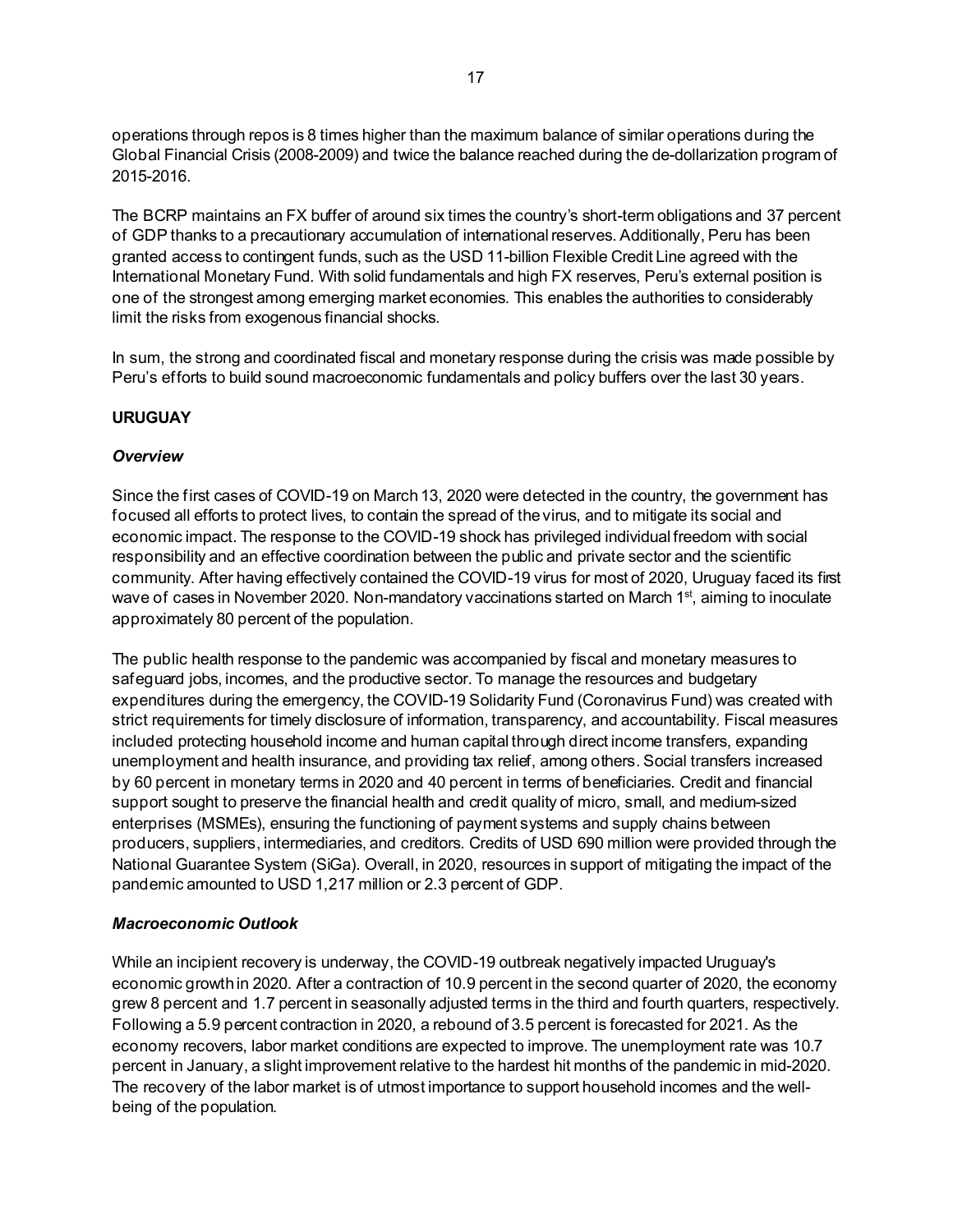operations through repos is 8 times higher than the maximum balance of similar operations during the Global Financial Crisis (2008-2009) and twice the balance reached during the de-dollarization program of 2015-2016.

The BCRP maintains an FX buffer of around six times the country's short-term obligations and 37 percent of GDP thanks to a precautionary accumulation of international reserves. Additionally, Peru has been granted access to contingent funds, such as the USD 11-billion Flexible Credit Line agreed with the International Monetary Fund. With solid fundamentals and high FX reserves, Peru's external position is one of the strongest among emerging market economies. This enables the authorities to considerably limit the risks from exogenous financial shocks.

In sum, the strong and coordinated fiscal and monetary response during the crisis was made possible by Peru's efforts to build sound macroeconomic fundamentals and policy buffers over the last 30 years.

## URUGUAY

### *Overview*

Since the first cases of COVID-19 on March 13, 2020 were detected in the country, the government has focused all efforts to protect lives, to contain the spread of the virus, and to mitigate its social and economic impact. The response to the COVID-19 shock has privileged individual freedom with social responsibility and an effective coordination between the public and private sector and the scientific community. After having effectively contained the COVID-19 virus for most of 2020, Uruguay faced its first wave of cases in November 2020. Non-mandatory vaccinations started on March 1st, aiming to inoculate approximately 80 percent of the population.

The public health response to the pandemic was accompanied by fiscal and monetary measures to safeguard jobs, incomes, and the productive sector. To manage the resources and budgetary expenditures during the emergency, the COVID-19 Solidarity Fund (Coronavirus Fund) was created with strict requirements for timely disclosure of information, transparency, and accountability. Fiscal measures included protecting household income and human capital through direct income transfers, expanding unemployment and health insurance, and providing tax relief, among others. Social transfers increased by 60 percent in monetary terms in 2020 and 40 percent in terms of beneficiaries. Credit and financial support sought to preserve the financial health and credit quality of micro, small, and medium-sized enterprises (MSMEs), ensuring the functioning of payment systems and supply chains between producers, suppliers, intermediaries, and creditors. Credits of USD 690 million were provided through the National Guarantee System (SiGa). Overall, in 2020, resources in support of mitigating the impact of the pandemic amounted to USD 1,217 million or 2.3 percent of GDP.

### *Macroeconomic Outlook*

While an incipient recovery is underway, the COVID-19 outbreak negatively impacted Uruguay's economic growth in 2020. After a contraction of 10.9 percent in the second quarter of 2020, the economy grew 8 percent and 1.7 percent in seasonally adjusted terms in the third and fourth quarters, respectively. Following a 5.9 percent contraction in 2020, a rebound of 3.5 percent is forecasted for 2021. As the economy recovers, labor market conditions are expected to improve. The unemployment rate was 10.7 percent in January, a slight improvement relative to the hardest hit months of the pandemic in mid-2020. The recovery of the labor market is of utmost importance to support household incomes and the well-being of the population.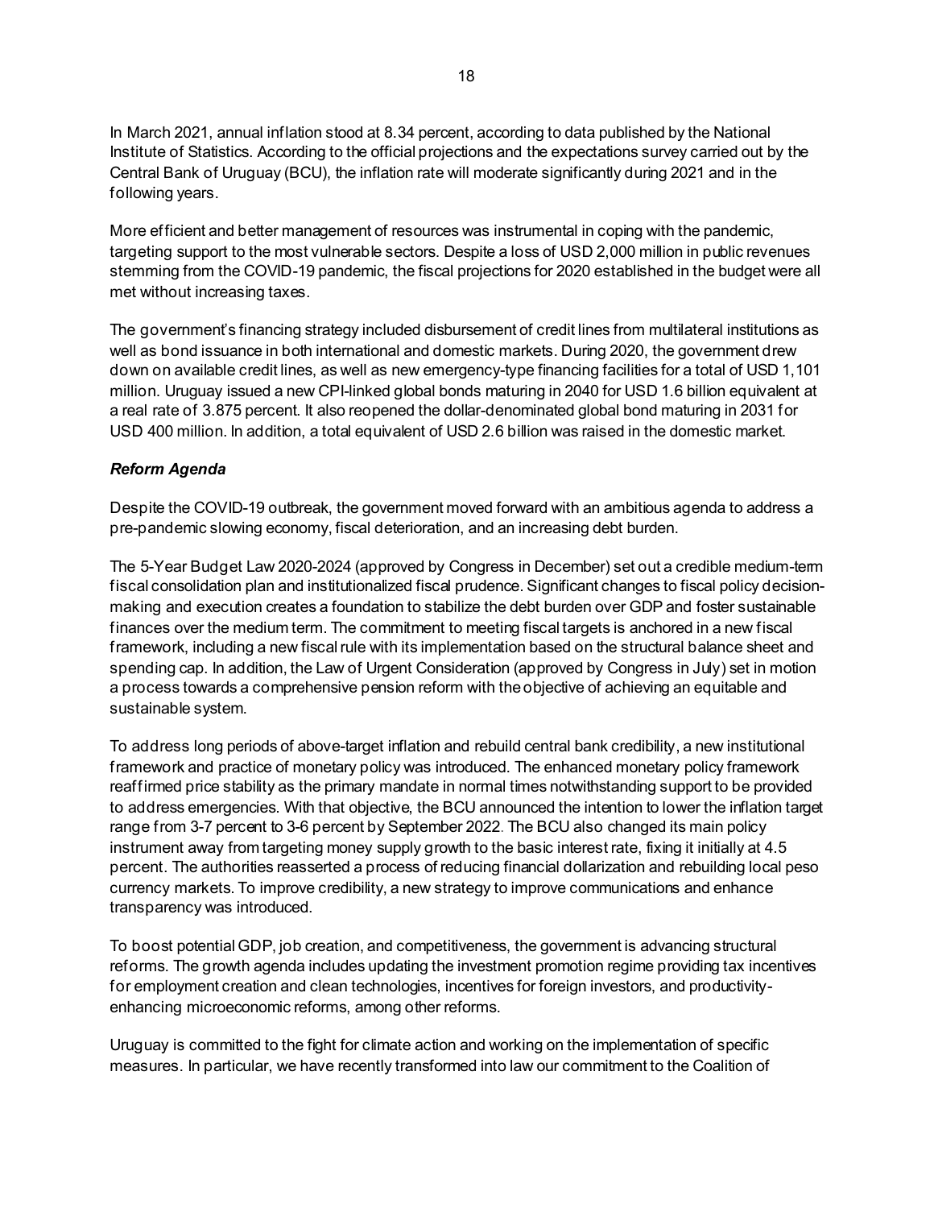In March 2021, annual inflation stood at 8.34 percent, according to data published by the National Institute of Statistics. According to the official projections and the expectations survey carried out by the Central Bank of Uruguay (BCU), the inflation rate will moderate significantly during 2021 and in the following years.

More efficient and better management of resources was instrumental in coping with the pandemic, targeting support to the most vulnerable sectors. Despite a loss of USD 2,000 million in public revenues stemming from the COVID-19 pandemic, the fiscal projections for 2020 established in the budget were all met without increasing taxes.

The government's financing strategy included disbursement of credit lines from multilateral institutions as well as bond issuance in both international and domestic markets. During 2020, the government drew down on available credit lines, as well as new emergency-type financing facilities for a total of USD 1,101 million. Uruguay issued a new CPI-linked global bonds maturing in 2040 for USD 1.6 billion equivalent at a real rate of 3.875 percent. It also reopened the dollar-denominated global bond maturing in 2031 for USD 400 million. In addition, a total equivalent of USD 2.6 billion was raised in the domestic market.

***Reform Agenda***

Despite the COVID-19 outbreak, the government moved forward with an ambitious agenda to address a pre-pandemic slowing economy, fiscal deterioration, and an increasing debt burden.

The 5-Year Budget Law 2020-2024 (approved by Congress in December) set out a credible medium-term fiscal consolidation plan and institutionalized fiscal prudence. Significant changes to fiscal policy decision-making and execution creates a foundation to stabilize the debt burden over GDP and foster sustainable finances over the medium term. The commitment to meeting fiscal targets is anchored in a new fiscal framework, including a new fiscal rule with its implementation based on the structural balance sheet and spending cap. In addition, the Law of Urgent Consideration (approved by Congress in July) set in motion a process towards a comprehensive pension reform with the objective of achieving an equitable and sustainable system.

To address long periods of above-target inflation and rebuild central bank credibility, a new institutional framework and practice of monetary policy was introduced. The enhanced monetary policy framework reaffirmed price stability as the primary mandate in normal times notwithstanding support to be provided to address emergencies. With that objective, the BCU announced the intention to lower the inflation target range from 3-7 percent to 3-6 percent by September 2022. The BCU also changed its main policy instrument away from targeting money supply growth to the basic interest rate, fixing it initially at 4.5 percent. The authorities reasserted a process of reducing financial dollarization and rebuilding local peso currency markets. To improve credibility, a new strategy to improve communications and enhance transparency was introduced.

To boost potential GDP, job creation, and competitiveness, the government is advancing structural reforms. The growth agenda includes updating the investment promotion regime providing tax incentives for employment creation and clean technologies, incentives for foreign investors, and productivity-enhancing microeconomic reforms, among other reforms.

Uruguay is committed to the fight for climate action and working on the implementation of specific measures. In particular, we have recently transformed into law our commitment to the Coalition of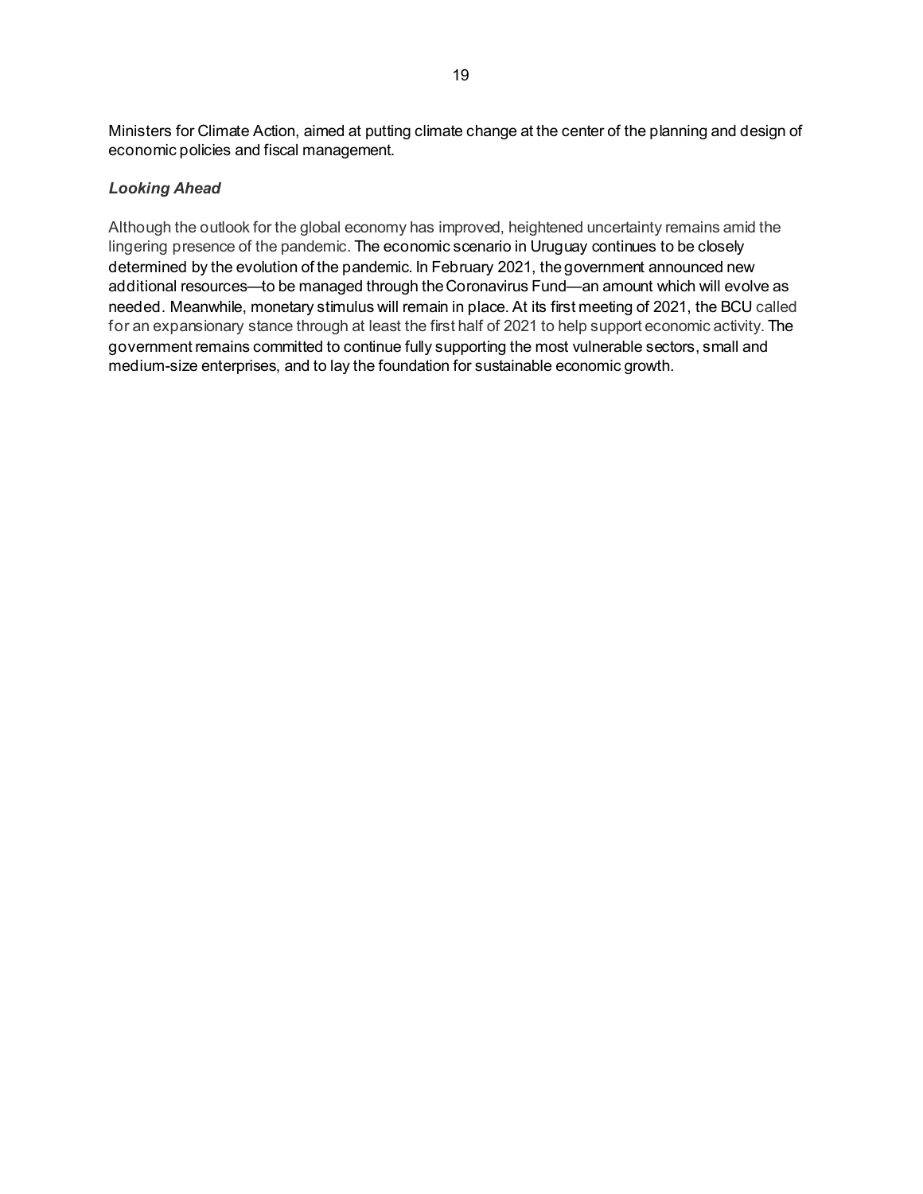Ministers for Climate Action, aimed at putting climate change at the center of the planning and design of economic policies and fiscal management.

***Looking Ahead***

Although the outlook for the global economy has improved, heightened uncertainty remains amid the lingering presence of the pandemic. The economic scenario in Uruguay continues to be closely determined by the evolution of the pandemic. In February 2021, the government announced new additional resources—to be managed through the Coronavirus Fund—an amount which will evolve as needed. Meanwhile, monetary stimulus will remain in place. At its first meeting of 2021, the BCU called for an expansionary stance through at least the first half of 2021 to help support economic activity. The government remains committed to continue fully supporting the most vulnerable sectors, small and medium-size enterprises, and to lay the foundation for sustainable economic growth.